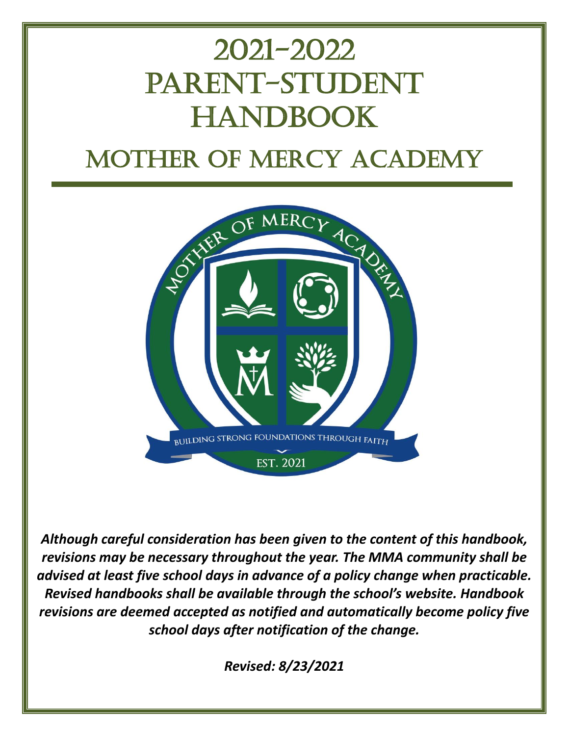# 2021-2022 PARENT-STUDENT HANDBOOK

# MOTHER OF MERCY ACADEMY

***Although careful consideration has been given to the content of this handbook, revisions may be necessary throughout the year. The MMA community shall be advised at least five school days in advance of a policy change when practicable. Revised handbooks shall be available through the school's website. Handbook revisions are deemed accepted as notified and automatically become policy five school days after notification of the change.***

***Revised: 8/23/2021***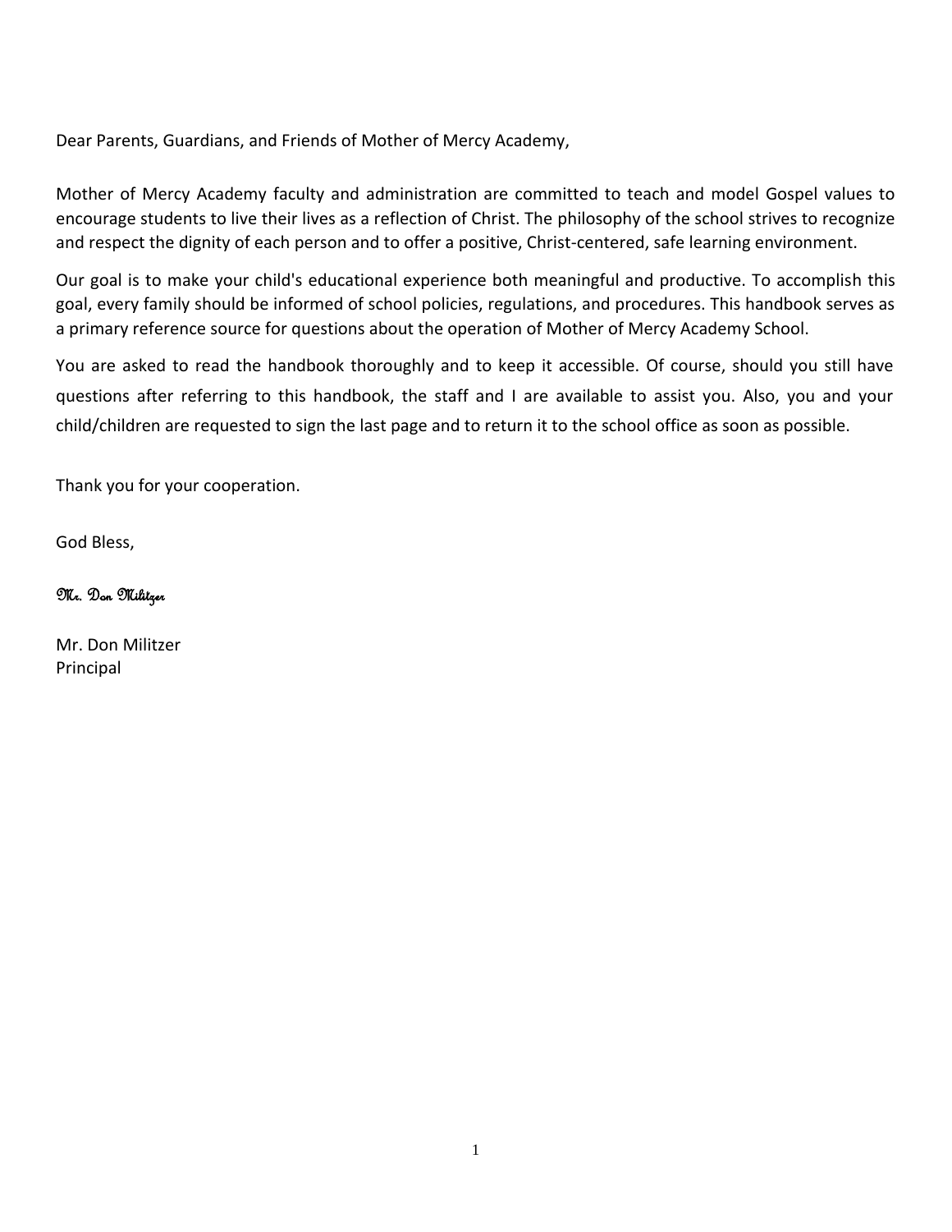Dear Parents, Guardians, and Friends of Mother of Mercy Academy,

Mother of Mercy Academy faculty and administration are committed to teach and model Gospel values to encourage students to live their lives as a reflection of Christ. The philosophy of the school strives to recognize and respect the dignity of each person and to offer a positive, Christ-centered, safe learning environment.

Our goal is to make your child's educational experience both meaningful and productive. To accomplish this goal, every family should be informed of school policies, regulations, and procedures. This handbook serves as a primary reference source for questions about the operation of Mother of Mercy Academy School.

You are asked to read the handbook thoroughly and to keep it accessible. Of course, should you still have questions after referring to this handbook, the staff and I are available to assist you. Also, you and your child/children are requested to sign the last page and to return it to the school office as soon as possible.

Thank you for your cooperation.

God Bless,

*Mr. Don Militzer*

Mr. Don Militzer
Principal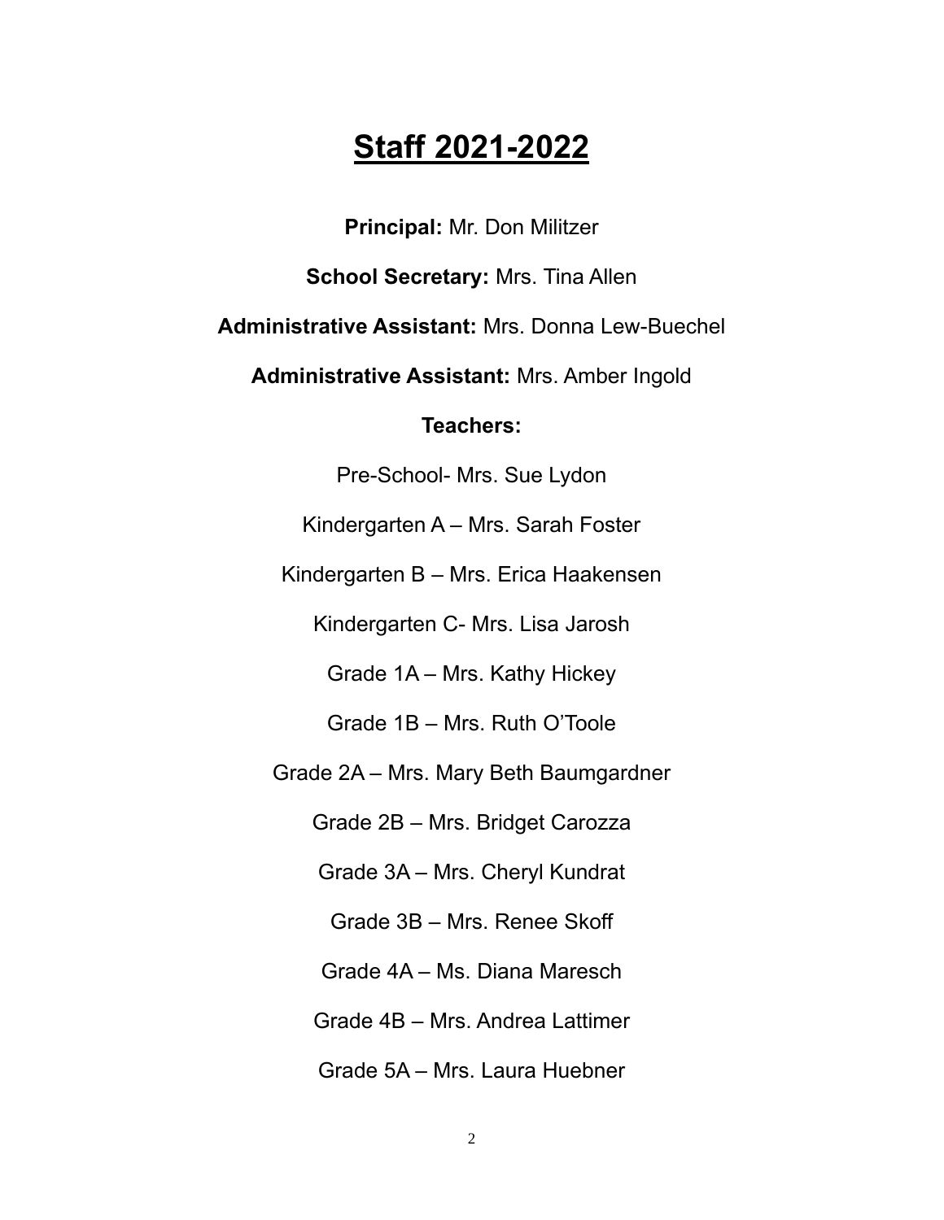# Staff 2021-2022

**Principal:** Mr. Don Militzer

**School Secretary:** Mrs. Tina Allen

**Administrative Assistant:** Mrs. Donna Lew-Buechel

**Administrative Assistant:** Mrs. Amber Ingold

**Teachers:**

Pre-School- Mrs. Sue Lydon

Kindergarten A – Mrs. Sarah Foster

Kindergarten B – Mrs. Erica Haakensen

Kindergarten C- Mrs. Lisa Jarosh

Grade 1A – Mrs. Kathy Hickey

Grade 1B – Mrs. Ruth O'Toole

Grade 2A – Mrs. Mary Beth Baumgardner

Grade 2B – Mrs. Bridget Carozza

Grade 3A – Mrs. Cheryl Kundrat

Grade 3B – Mrs. Renee Skoff

Grade 4A – Ms. Diana Maresch

Grade 4B – Mrs. Andrea Lattimer

Grade 5A – Mrs. Laura Huebner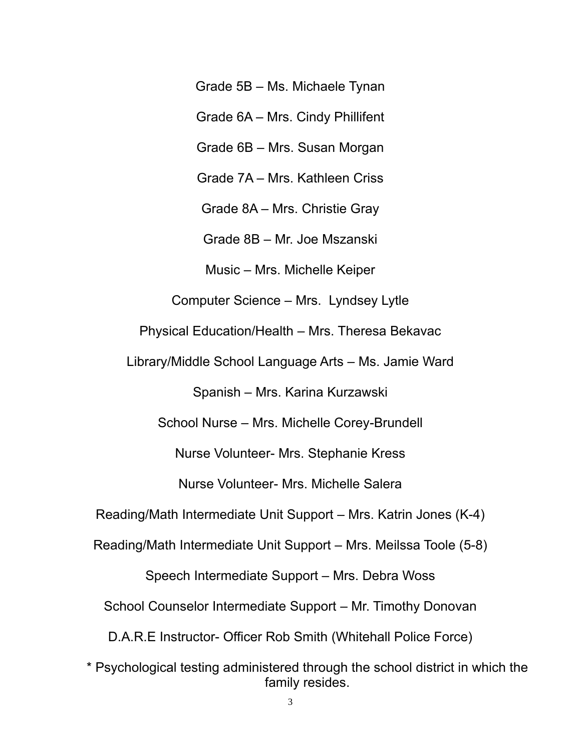Grade 5B – Ms. Michaele Tynan

Grade 6A – Mrs. Cindy Phillifent

Grade 6B – Mrs. Susan Morgan

Grade 7A – Mrs. Kathleen Criss

Grade 8A – Mrs. Christie Gray

Grade 8B – Mr. Joe Mszanski

Music – Mrs. Michelle Keiper

Computer Science – Mrs.  Lyndsey Lytle

Physical Education/Health – Mrs. Theresa Bekavac

Library/Middle School Language Arts – Ms. Jamie Ward

Spanish – Mrs. Karina Kurzawski

School Nurse – Mrs. Michelle Corey-Brundell

Nurse Volunteer- Mrs. Stephanie Kress

Nurse Volunteer- Mrs. Michelle Salera

Reading/Math Intermediate Unit Support – Mrs. Katrin Jones (K-4)

Reading/Math Intermediate Unit Support – Mrs. Meilssa Toole (5-8)

Speech Intermediate Support – Mrs. Debra Woss

School Counselor Intermediate Support – Mr. Timothy Donovan

D.A.R.E Instructor- Officer Rob Smith (Whitehall Police Force)

* Psychological testing administered through the school district in which the family resides.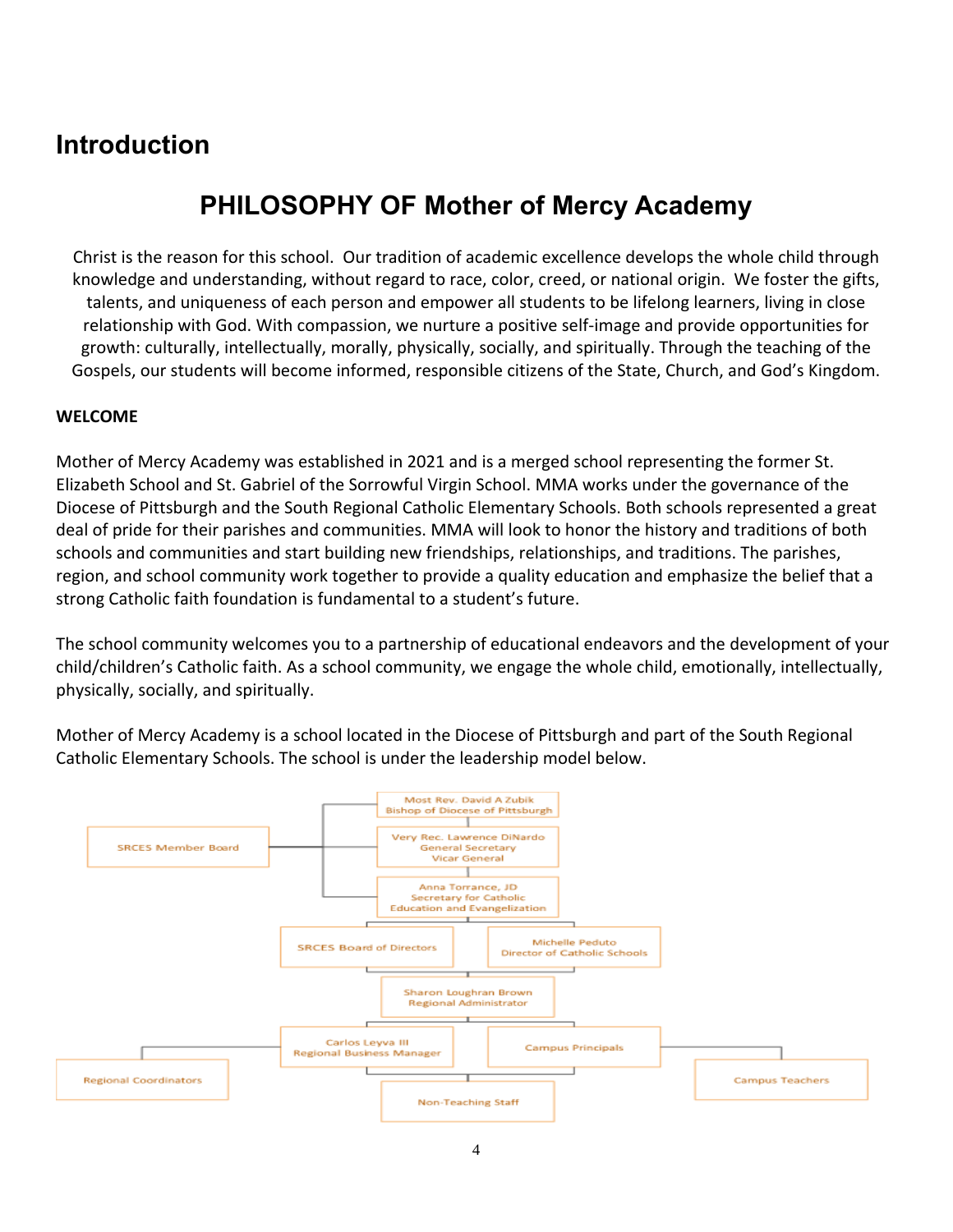# Introduction

## PHILOSOPHY OF Mother of Mercy Academy

Christ is the reason for this school. Our tradition of academic excellence develops the whole child through knowledge and understanding, without regard to race, color, creed, or national origin. We foster the gifts, talents, and uniqueness of each person and empower all students to be lifelong learners, living in close relationship with God. With compassion, we nurture a positive self-image and provide opportunities for growth: culturally, intellectually, morally, physically, socially, and spiritually. Through the teaching of the Gospels, our students will become informed, responsible citizens of the State, Church, and God's Kingdom.

**WELCOME**

Mother of Mercy Academy was established in 2021 and is a merged school representing the former St. Elizabeth School and St. Gabriel of the Sorrowful Virgin School. MMA works under the governance of the Diocese of Pittsburgh and the South Regional Catholic Elementary Schools. Both schools represented a great deal of pride for their parishes and communities. MMA will look to honor the history and traditions of both schools and communities and start building new friendships, relationships, and traditions. The parishes, region, and school community work together to provide a quality education and emphasize the belief that a strong Catholic faith foundation is fundamental to a student's future.

The school community welcomes you to a partnership of educational endeavors and the development of your child/children's Catholic faith. As a school community, we engage the whole child, emotionally, intellectually, physically, socially, and spiritually.

Mother of Mercy Academy is a school located in the Diocese of Pittsburgh and part of the South Regional Catholic Elementary Schools. The school is under the leadership model below.

- SRCES Member Board
  - Most Rev. David A Zubik, Bishop of Diocese of Pittsburgh
  - Very Rec. Lawrence DiNardo, General Secretary, Vicar General
  - Anna Torrance, JD, Secretary for Catholic Education and Evangelization
- SRCES Board of Directors
- Michelle Peduto, Director of Catholic Schools
- Sharon Loughran Brown, Regional Administrator
- Carlos Leyva III, Regional Business Manager
  - Regional Coordinators
- Campus Principals
  - Campus Teachers
- Non-Teaching Staff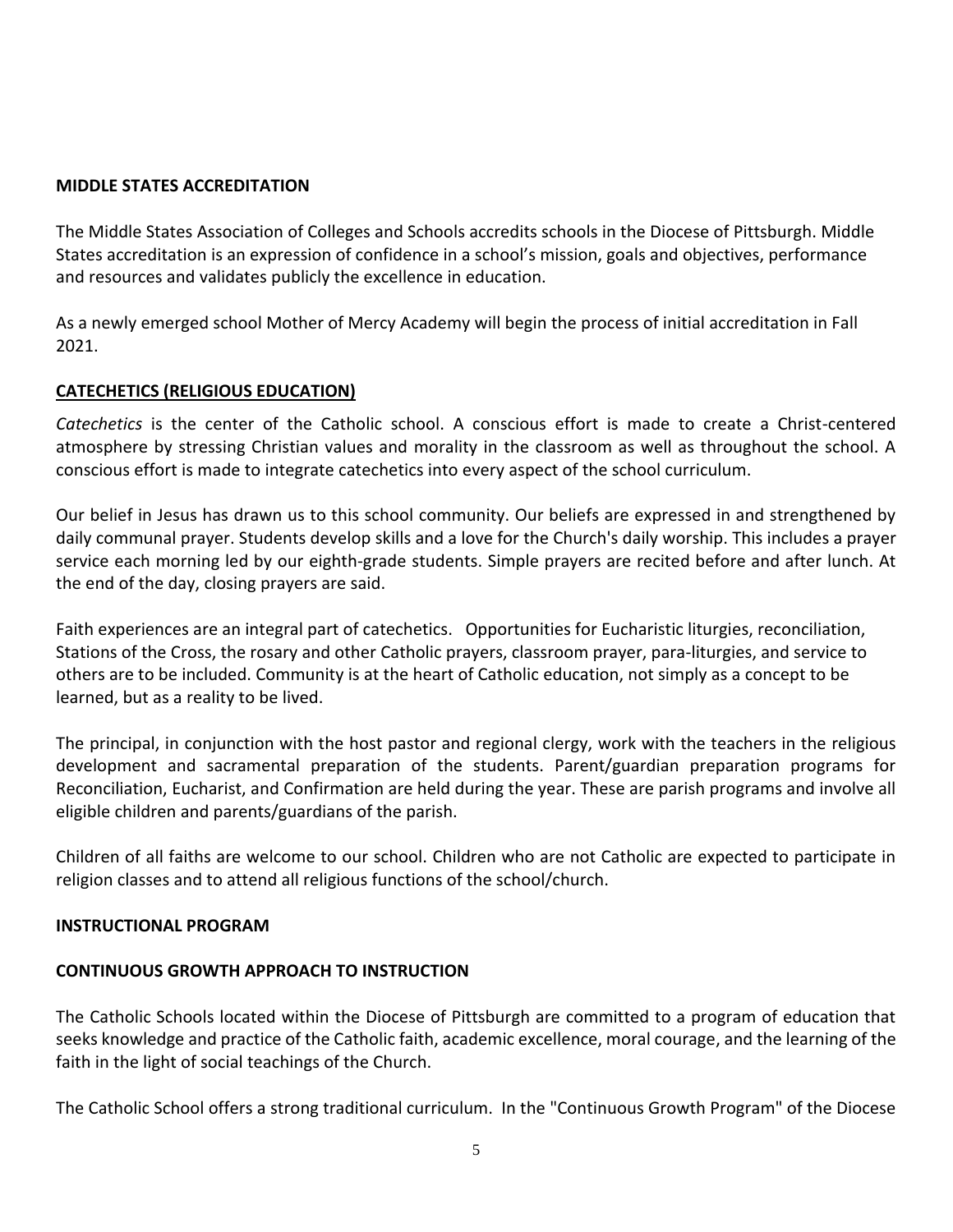**MIDDLE STATES ACCREDITATION**

The Middle States Association of Colleges and Schools accredits schools in the Diocese of Pittsburgh. Middle States accreditation is an expression of confidence in a school's mission, goals and objectives, performance and resources and validates publicly the excellence in education.

As a newly emerged school Mother of Mercy Academy will begin the process of initial accreditation in Fall 2021.

**CATECHETICS (RELIGIOUS EDUCATION)**

*Catechetics* is the center of the Catholic school. A conscious effort is made to create a Christ-centered atmosphere by stressing Christian values and morality in the classroom as well as throughout the school. A conscious effort is made to integrate catechetics into every aspect of the school curriculum.

Our belief in Jesus has drawn us to this school community. Our beliefs are expressed in and strengthened by daily communal prayer. Students develop skills and a love for the Church's daily worship. This includes a prayer service each morning led by our eighth-grade students. Simple prayers are recited before and after lunch. At the end of the day, closing prayers are said.

Faith experiences are an integral part of catechetics. Opportunities for Eucharistic liturgies, reconciliation, Stations of the Cross, the rosary and other Catholic prayers, classroom prayer, para-liturgies, and service to others are to be included. Community is at the heart of Catholic education, not simply as a concept to be learned, but as a reality to be lived.

The principal, in conjunction with the host pastor and regional clergy, work with the teachers in the religious development and sacramental preparation of the students. Parent/guardian preparation programs for Reconciliation, Eucharist, and Confirmation are held during the year. These are parish programs and involve all eligible children and parents/guardians of the parish.

Children of all faiths are welcome to our school. Children who are not Catholic are expected to participate in religion classes and to attend all religious functions of the school/church.

**INSTRUCTIONAL PROGRAM**

**CONTINUOUS GROWTH APPROACH TO INSTRUCTION**

The Catholic Schools located within the Diocese of Pittsburgh are committed to a program of education that seeks knowledge and practice of the Catholic faith, academic excellence, moral courage, and the learning of the faith in the light of social teachings of the Church.

The Catholic School offers a strong traditional curriculum. In the "Continuous Growth Program" of the Diocese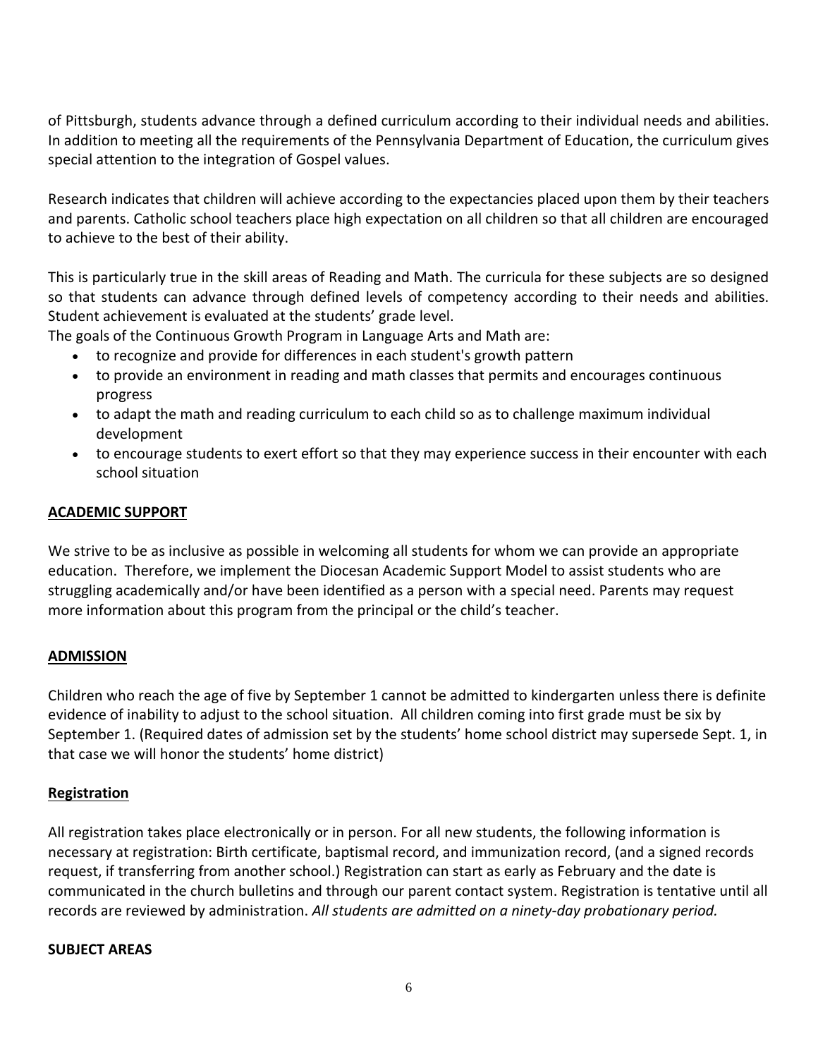of Pittsburgh, students advance through a defined curriculum according to their individual needs and abilities. In addition to meeting all the requirements of the Pennsylvania Department of Education, the curriculum gives special attention to the integration of Gospel values.

Research indicates that children will achieve according to the expectancies placed upon them by their teachers and parents. Catholic school teachers place high expectation on all children so that all children are encouraged to achieve to the best of their ability.

This is particularly true in the skill areas of Reading and Math. The curricula for these subjects are so designed so that students can advance through defined levels of competency according to their needs and abilities. Student achievement is evaluated at the students' grade level.

The goals of the Continuous Growth Program in Language Arts and Math are:

- to recognize and provide for differences in each student's growth pattern
- to provide an environment in reading and math classes that permits and encourages continuous progress
- to adapt the math and reading curriculum to each child so as to challenge maximum individual development
- to encourage students to exert effort so that they may experience success in their encounter with each school situation

## ACADEMIC SUPPORT

We strive to be as inclusive as possible in welcoming all students for whom we can provide an appropriate education. Therefore, we implement the Diocesan Academic Support Model to assist students who are struggling academically and/or have been identified as a person with a special need. Parents may request more information about this program from the principal or the child's teacher.

## ADMISSION

Children who reach the age of five by September 1 cannot be admitted to kindergarten unless there is definite evidence of inability to adjust to the school situation. All children coming into first grade must be six by September 1. (Required dates of admission set by the students' home school district may supersede Sept. 1, in that case we will honor the students' home district)

### Registration

All registration takes place electronically or in person. For all new students, the following information is necessary at registration: Birth certificate, baptismal record, and immunization record, (and a signed records request, if transferring from another school.) Registration can start as early as February and the date is communicated in the church bulletins and through our parent contact system. Registration is tentative until all records are reviewed by administration. *All students are admitted on a ninety-day probationary period.*

## SUBJECT AREAS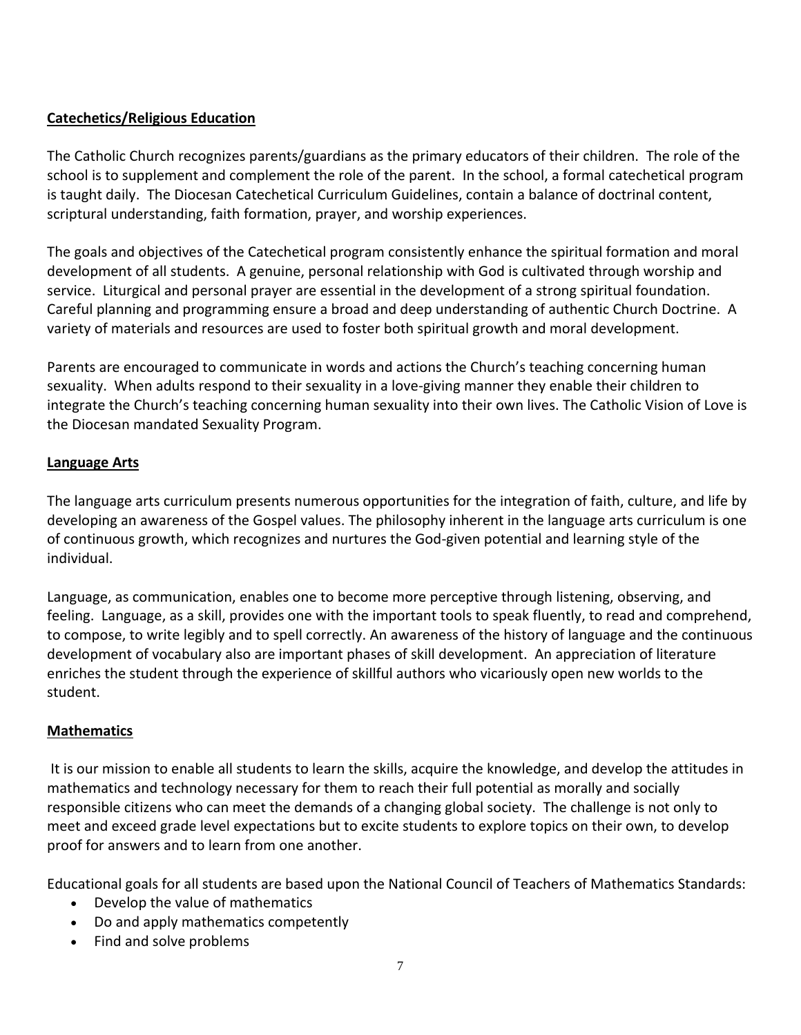## Catechetics/Religious Education

The Catholic Church recognizes parents/guardians as the primary educators of their children. The role of the school is to supplement and complement the role of the parent. In the school, a formal catechetical program is taught daily. The Diocesan Catechetical Curriculum Guidelines, contain a balance of doctrinal content, scriptural understanding, faith formation, prayer, and worship experiences.

The goals and objectives of the Catechetical program consistently enhance the spiritual formation and moral development of all students. A genuine, personal relationship with God is cultivated through worship and service. Liturgical and personal prayer are essential in the development of a strong spiritual foundation. Careful planning and programming ensure a broad and deep understanding of authentic Church Doctrine. A variety of materials and resources are used to foster both spiritual growth and moral development.

Parents are encouraged to communicate in words and actions the Church's teaching concerning human sexuality. When adults respond to their sexuality in a love-giving manner they enable their children to integrate the Church's teaching concerning human sexuality into their own lives. The Catholic Vision of Love is the Diocesan mandated Sexuality Program.

## Language Arts

The language arts curriculum presents numerous opportunities for the integration of faith, culture, and life by developing an awareness of the Gospel values. The philosophy inherent in the language arts curriculum is one of continuous growth, which recognizes and nurtures the God-given potential and learning style of the individual.

Language, as communication, enables one to become more perceptive through listening, observing, and feeling. Language, as a skill, provides one with the important tools to speak fluently, to read and comprehend, to compose, to write legibly and to spell correctly. An awareness of the history of language and the continuous development of vocabulary also are important phases of skill development. An appreciation of literature enriches the student through the experience of skillful authors who vicariously open new worlds to the student.

## Mathematics

It is our mission to enable all students to learn the skills, acquire the knowledge, and develop the attitudes in mathematics and technology necessary for them to reach their full potential as morally and socially responsible citizens who can meet the demands of a changing global society. The challenge is not only to meet and exceed grade level expectations but to excite students to explore topics on their own, to develop proof for answers and to learn from one another.

Educational goals for all students are based upon the National Council of Teachers of Mathematics Standards:

- Develop the value of mathematics
- Do and apply mathematics competently
- Find and solve problems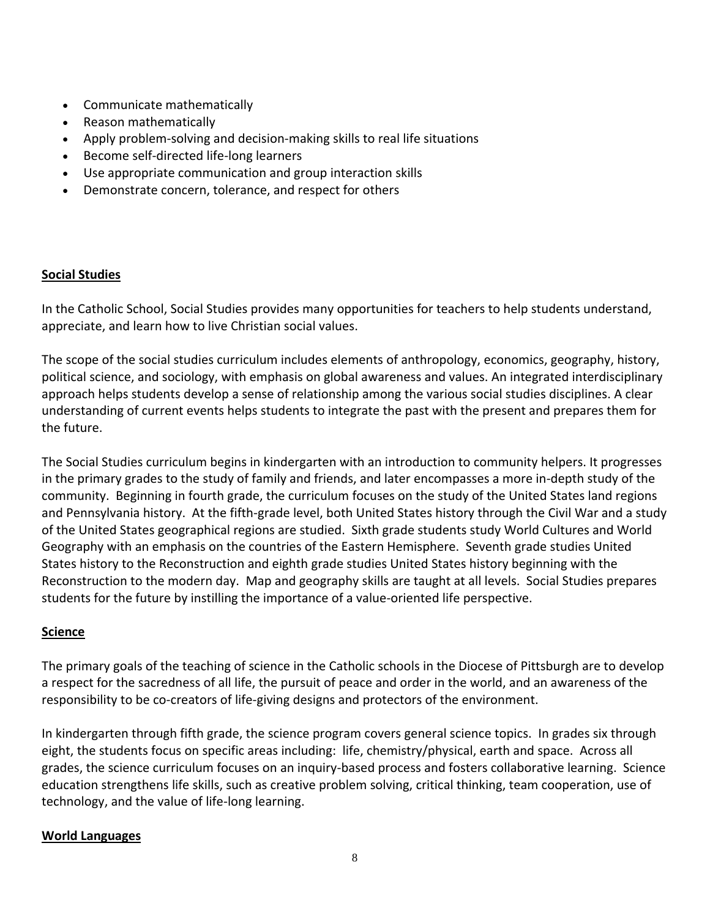- Communicate mathematically
- Reason mathematically
- Apply problem-solving and decision-making skills to real life situations
- Become self-directed life-long learners
- Use appropriate communication and group interaction skills
- Demonstrate concern, tolerance, and respect for others

**Social Studies**

In the Catholic School, Social Studies provides many opportunities for teachers to help students understand, appreciate, and learn how to live Christian social values.

The scope of the social studies curriculum includes elements of anthropology, economics, geography, history, political science, and sociology, with emphasis on global awareness and values. An integrated interdisciplinary approach helps students develop a sense of relationship among the various social studies disciplines. A clear understanding of current events helps students to integrate the past with the present and prepares them for the future.

The Social Studies curriculum begins in kindergarten with an introduction to community helpers. It progresses in the primary grades to the study of family and friends, and later encompasses a more in-depth study of the community. Beginning in fourth grade, the curriculum focuses on the study of the United States land regions and Pennsylvania history. At the fifth-grade level, both United States history through the Civil War and a study of the United States geographical regions are studied. Sixth grade students study World Cultures and World Geography with an emphasis on the countries of the Eastern Hemisphere. Seventh grade studies United States history to the Reconstruction and eighth grade studies United States history beginning with the Reconstruction to the modern day. Map and geography skills are taught at all levels. Social Studies prepares students for the future by instilling the importance of a value-oriented life perspective.

**Science**

The primary goals of the teaching of science in the Catholic schools in the Diocese of Pittsburgh are to develop a respect for the sacredness of all life, the pursuit of peace and order in the world, and an awareness of the responsibility to be co-creators of life-giving designs and protectors of the environment.

In kindergarten through fifth grade, the science program covers general science topics. In grades six through eight, the students focus on specific areas including: life, chemistry/physical, earth and space. Across all grades, the science curriculum focuses on an inquiry-based process and fosters collaborative learning. Science education strengthens life skills, such as creative problem solving, critical thinking, team cooperation, use of technology, and the value of life-long learning.

**World Languages**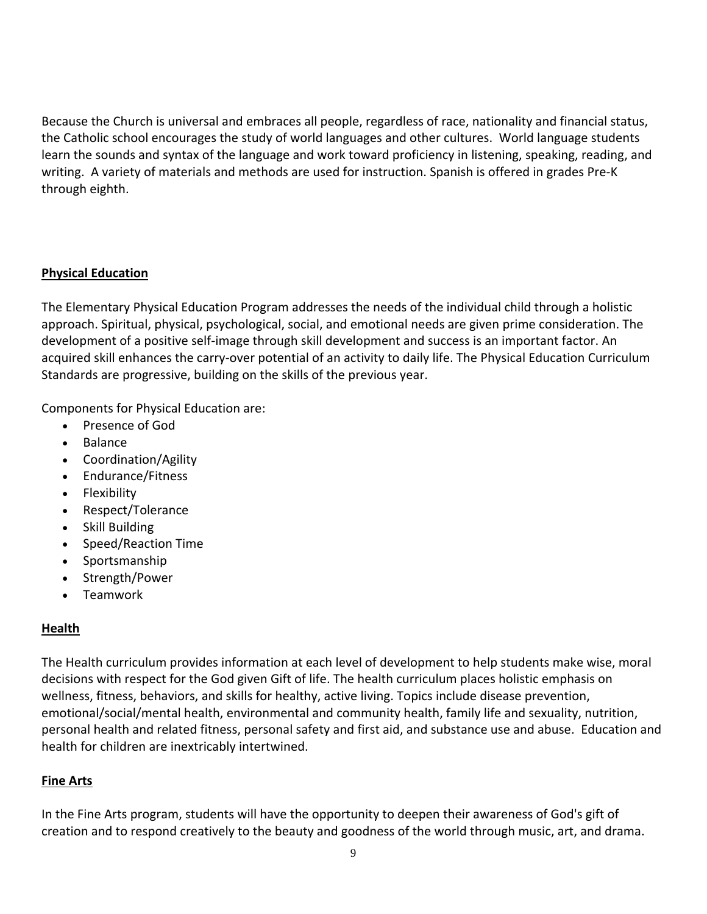Because the Church is universal and embraces all people, regardless of race, nationality and financial status, the Catholic school encourages the study of world languages and other cultures. World language students learn the sounds and syntax of the language and work toward proficiency in listening, speaking, reading, and writing. A variety of materials and methods are used for instruction. Spanish is offered in grades Pre-K through eighth.

## Physical Education

The Elementary Physical Education Program addresses the needs of the individual child through a holistic approach. Spiritual, physical, psychological, social, and emotional needs are given prime consideration. The development of a positive self-image through skill development and success is an important factor. An acquired skill enhances the carry-over potential of an activity to daily life. The Physical Education Curriculum Standards are progressive, building on the skills of the previous year.

Components for Physical Education are:

- Presence of God
- Balance
- Coordination/Agility
- Endurance/Fitness
- Flexibility
- Respect/Tolerance
- Skill Building
- Speed/Reaction Time
- Sportsmanship
- Strength/Power
- Teamwork

## Health

The Health curriculum provides information at each level of development to help students make wise, moral decisions with respect for the God given Gift of life. The health curriculum places holistic emphasis on wellness, fitness, behaviors, and skills for healthy, active living. Topics include disease prevention, emotional/social/mental health, environmental and community health, family life and sexuality, nutrition, personal health and related fitness, personal safety and first aid, and substance use and abuse. Education and health for children are inextricably intertwined.

## Fine Arts

In the Fine Arts program, students will have the opportunity to deepen their awareness of God's gift of creation and to respond creatively to the beauty and goodness of the world through music, art, and drama.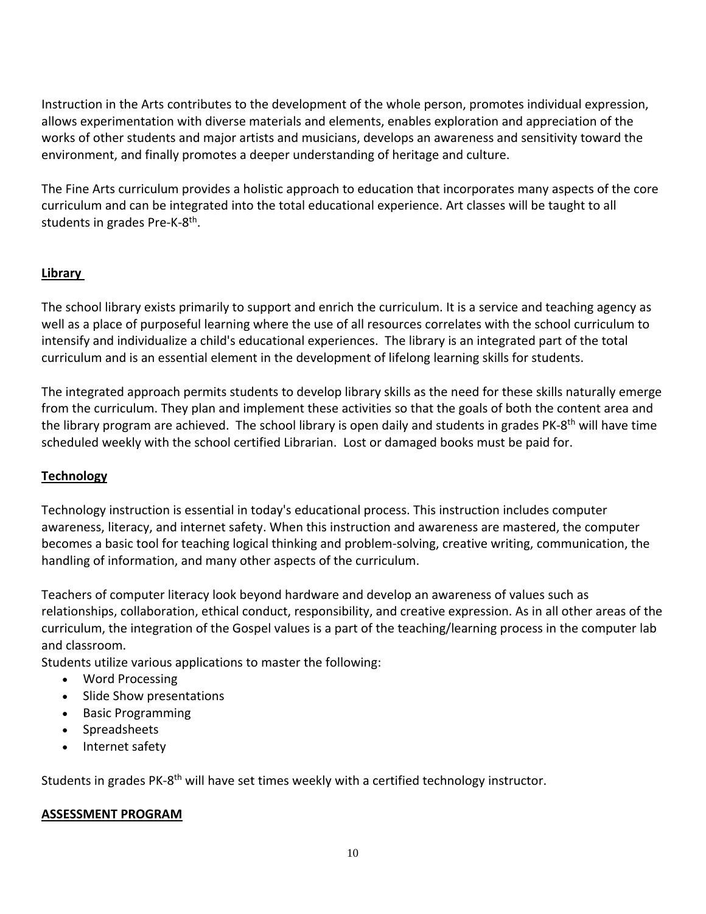Instruction in the Arts contributes to the development of the whole person, promotes individual expression, allows experimentation with diverse materials and elements, enables exploration and appreciation of the works of other students and major artists and musicians, develops an awareness and sensitivity toward the environment, and finally promotes a deeper understanding of heritage and culture.

The Fine Arts curriculum provides a holistic approach to education that incorporates many aspects of the core curriculum and can be integrated into the total educational experience. Art classes will be taught to all students in grades Pre-K-8th.

## Library

The school library exists primarily to support and enrich the curriculum. It is a service and teaching agency as well as a place of purposeful learning where the use of all resources correlates with the school curriculum to intensify and individualize a child's educational experiences. The library is an integrated part of the total curriculum and is an essential element in the development of lifelong learning skills for students.

The integrated approach permits students to develop library skills as the need for these skills naturally emerge from the curriculum. They plan and implement these activities so that the goals of both the content area and the library program are achieved. The school library is open daily and students in grades PK-8th will have time scheduled weekly with the school certified Librarian. Lost or damaged books must be paid for.

## Technology

Technology instruction is essential in today's educational process. This instruction includes computer awareness, literacy, and internet safety. When this instruction and awareness are mastered, the computer becomes a basic tool for teaching logical thinking and problem-solving, creative writing, communication, the handling of information, and many other aspects of the curriculum.

Teachers of computer literacy look beyond hardware and develop an awareness of values such as relationships, collaboration, ethical conduct, responsibility, and creative expression. As in all other areas of the curriculum, the integration of the Gospel values is a part of the teaching/learning process in the computer lab and classroom.

Students utilize various applications to master the following:

- Word Processing
- Slide Show presentations
- Basic Programming
- Spreadsheets
- Internet safety

Students in grades PK-8th will have set times weekly with a certified technology instructor.

## ASSESSMENT PROGRAM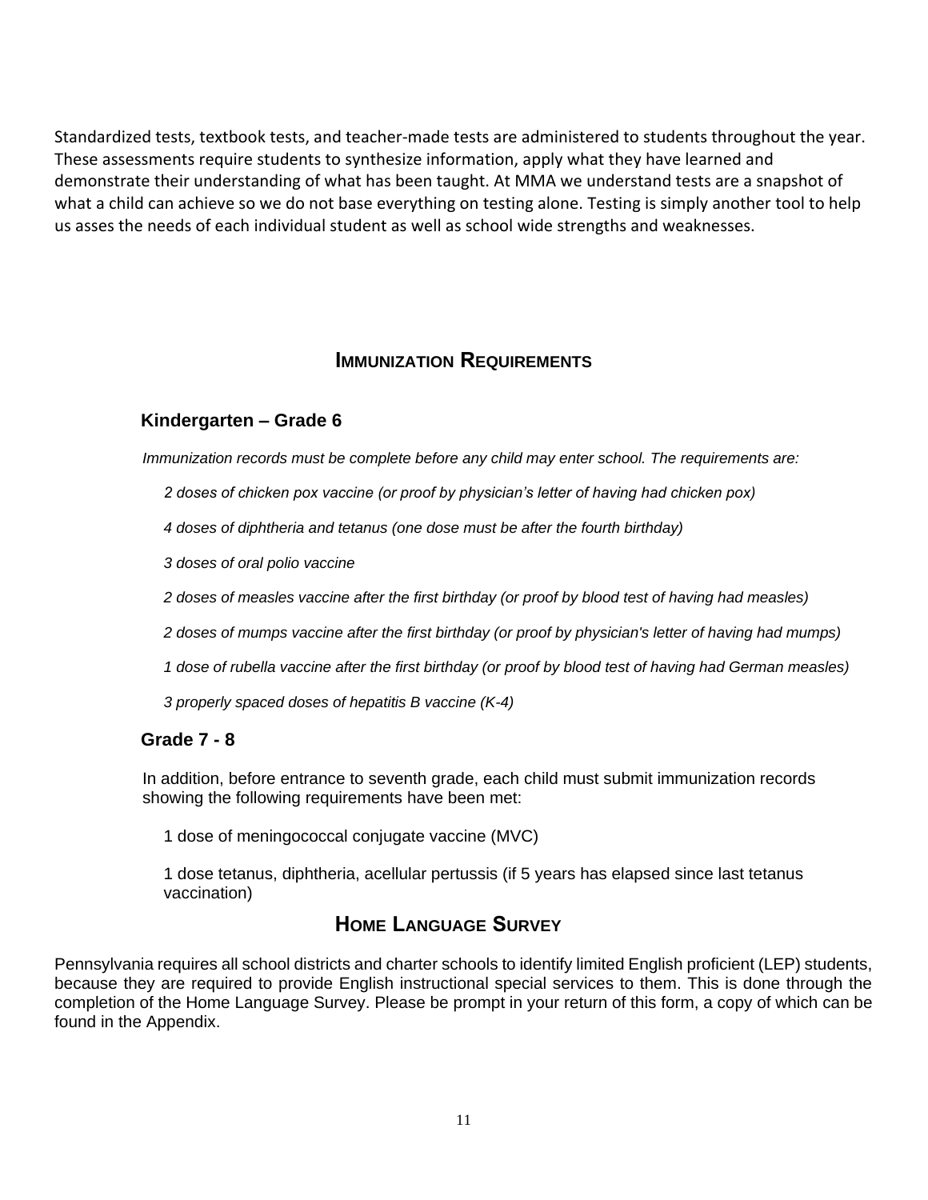Standardized tests, textbook tests, and teacher-made tests are administered to students throughout the year. These assessments require students to synthesize information, apply what they have learned and demonstrate their understanding of what has been taught. At MMA we understand tests are a snapshot of what a child can achieve so we do not base everything on testing alone. Testing is simply another tool to help us asses the needs of each individual student as well as school wide strengths and weaknesses.

## IMMUNIZATION REQUIREMENTS

### Kindergarten – Grade 6

*Immunization records must be complete before any child may enter school. The requirements are:*

*2 doses of chicken pox vaccine (or proof by physician's letter of having had chicken pox)*

*4 doses of diphtheria and tetanus (one dose must be after the fourth birthday)*

*3 doses of oral polio vaccine*

*2 doses of measles vaccine after the first birthday (or proof by blood test of having had measles)*

*2 doses of mumps vaccine after the first birthday (or proof by physician's letter of having had mumps)*

*1 dose of rubella vaccine after the first birthday (or proof by blood test of having had German measles)*

*3 properly spaced doses of hepatitis B vaccine (K-4)*

### Grade 7 - 8

In addition, before entrance to seventh grade, each child must submit immunization records showing the following requirements have been met:

1 dose of meningococcal conjugate vaccine (MVC)

1 dose tetanus, diphtheria, acellular pertussis (if 5 years has elapsed since last tetanus vaccination)

## HOME LANGUAGE SURVEY

Pennsylvania requires all school districts and charter schools to identify limited English proficient (LEP) students, because they are required to provide English instructional special services to them. This is done through the completion of the Home Language Survey. Please be prompt in your return of this form, a copy of which can be found in the Appendix.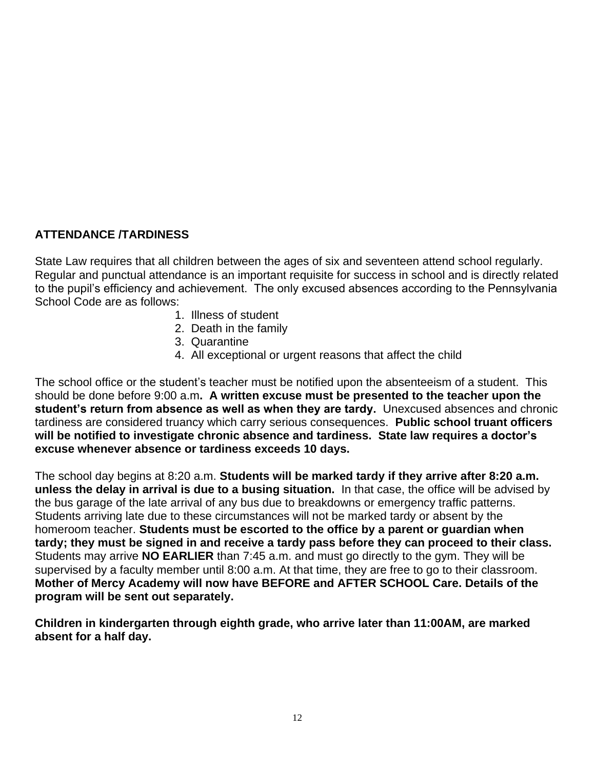## ATTENDANCE /TARDINESS

State Law requires that all children between the ages of six and seventeen attend school regularly. Regular and punctual attendance is an important requisite for success in school and is directly related to the pupil's efficiency and achievement. The only excused absences according to the Pennsylvania School Code are as follows:

1. Illness of student
2. Death in the family
3. Quarantine
4. All exceptional or urgent reasons that affect the child

The school office or the student's teacher must be notified upon the absenteeism of a student. This should be done before 9:00 a.m**. A written excuse must be presented to the teacher upon the student's return from absence as well as when they are tardy.** Unexcused absences and chronic tardiness are considered truancy which carry serious consequences. **Public school truant officers will be notified to investigate chronic absence and tardiness. State law requires a doctor's excuse whenever absence or tardiness exceeds 10 days.**

The school day begins at 8:20 a.m. **Students will be marked tardy if they arrive after 8:20 a.m. unless the delay in arrival is due to a busing situation.** In that case, the office will be advised by the bus garage of the late arrival of any bus due to breakdowns or emergency traffic patterns. Students arriving late due to these circumstances will not be marked tardy or absent by the homeroom teacher. **Students must be escorted to the office by a parent or guardian when tardy; they must be signed in and receive a tardy pass before they can proceed to their class.** Students may arrive **NO EARLIER** than 7:45 a.m. and must go directly to the gym. They will be supervised by a faculty member until 8:00 a.m. At that time, they are free to go to their classroom. **Mother of Mercy Academy will now have BEFORE and AFTER SCHOOL Care. Details of the program will be sent out separately.**

**Children in kindergarten through eighth grade, who arrive later than 11:00AM, are marked absent for a half day.**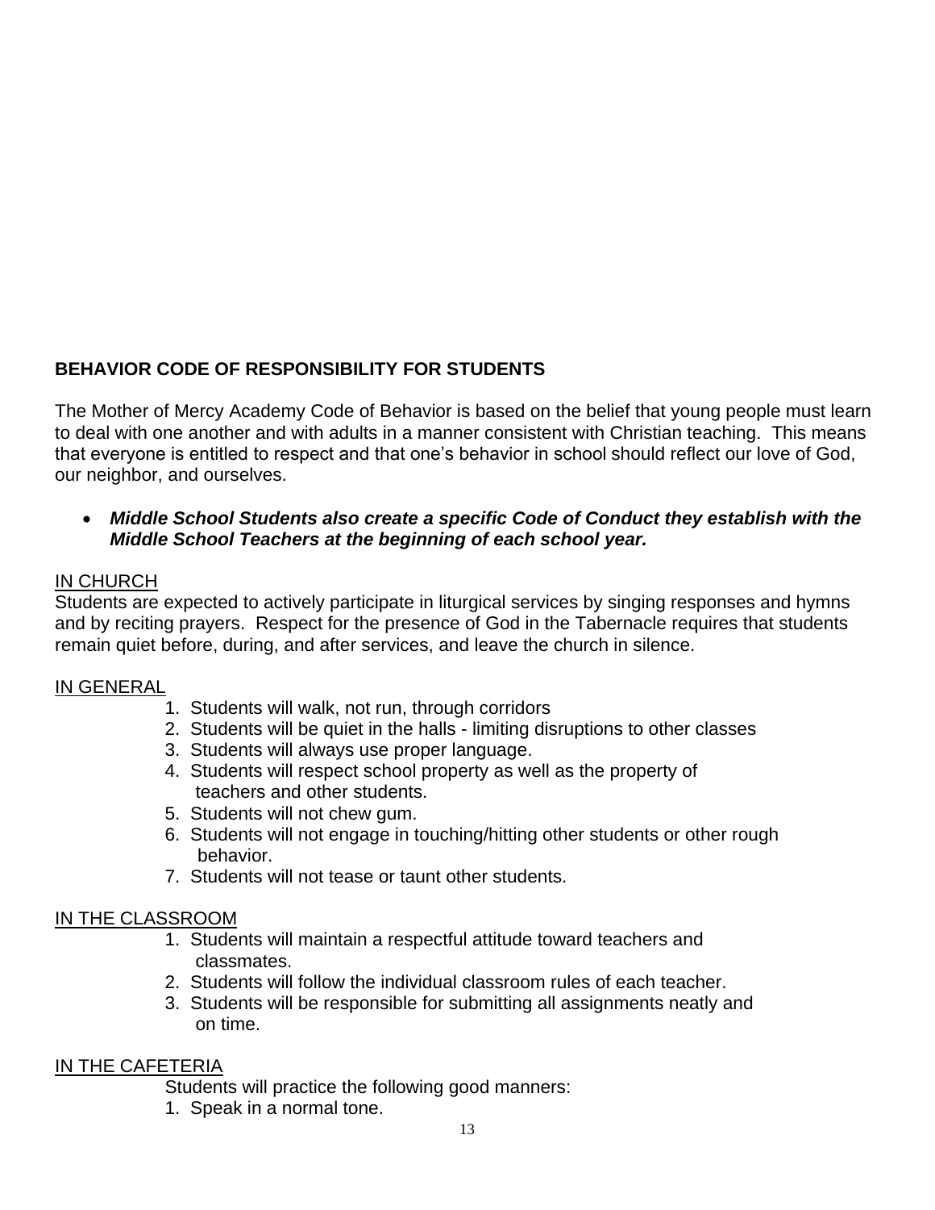**BEHAVIOR CODE OF RESPONSIBILITY FOR STUDENTS**

The Mother of Mercy Academy Code of Behavior is based on the belief that young people must learn to deal with one another and with adults in a manner consistent with Christian teaching. This means that everyone is entitled to respect and that one's behavior in school should reflect our love of God, our neighbor, and ourselves.

- ***Middle School Students also create a specific Code of Conduct they establish with the Middle School Teachers at the beginning of each school year.***

IN CHURCH

Students are expected to actively participate in liturgical services by singing responses and hymns and by reciting prayers. Respect for the presence of God in the Tabernacle requires that students remain quiet before, during, and after services, and leave the church in silence.

IN GENERAL

1. Students will walk, not run, through corridors
2. Students will be quiet in the halls - limiting disruptions to other classes
3. Students will always use proper language.
4. Students will respect school property as well as the property of teachers and other students.
5. Students will not chew gum.
6. Students will not engage in touching/hitting other students or other rough behavior.
7. Students will not tease or taunt other students.

IN THE CLASSROOM

1. Students will maintain a respectful attitude toward teachers and classmates.
2. Students will follow the individual classroom rules of each teacher.
3. Students will be responsible for submitting all assignments neatly and on time.

IN THE CAFETERIA

Students will practice the following good manners:

1. Speak in a normal tone.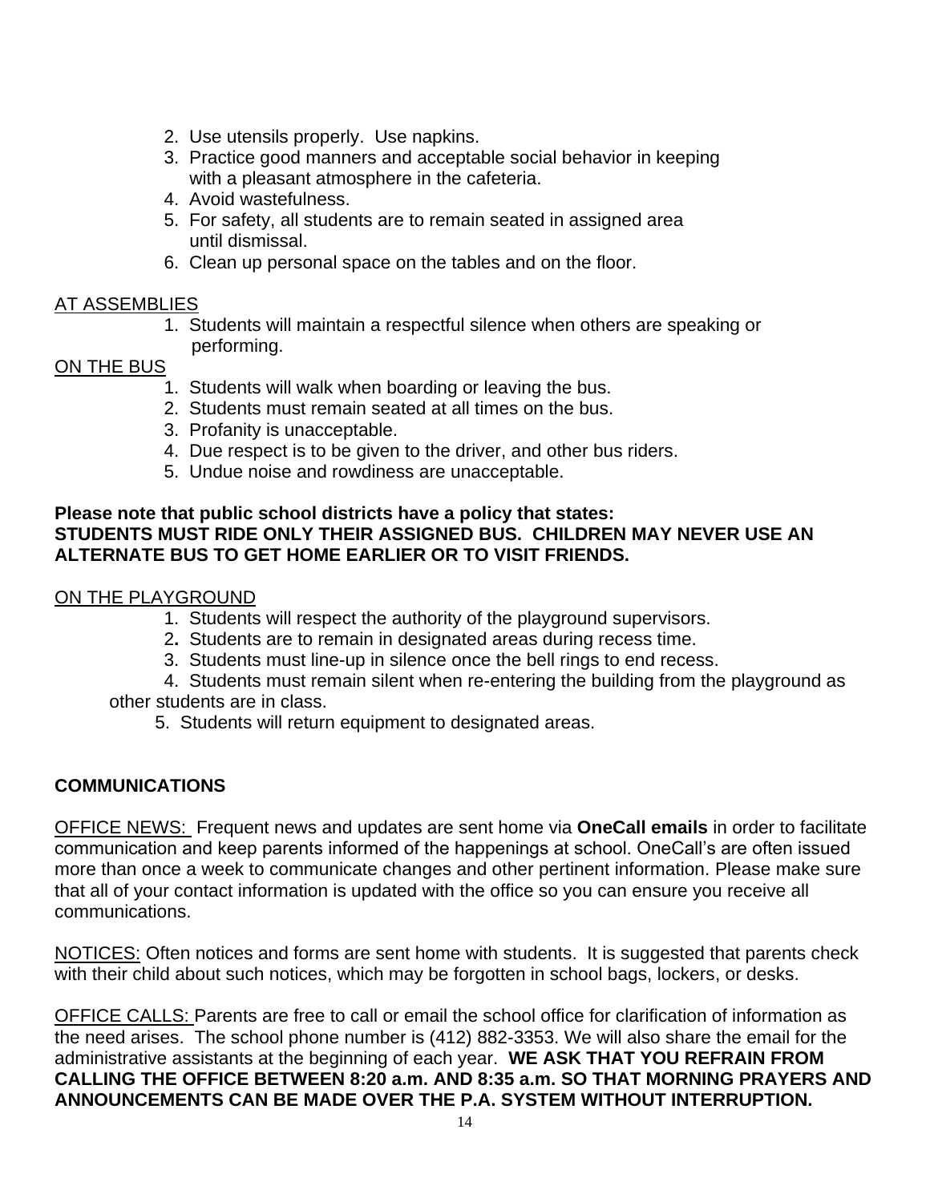2. Use utensils properly. Use napkins.
3. Practice good manners and acceptable social behavior in keeping with a pleasant atmosphere in the cafeteria.
4. Avoid wastefulness.
5. For safety, all students are to remain seated in assigned area until dismissal.
6. Clean up personal space on the tables and on the floor.

<u>AT ASSEMBLIES</u>

1. Students will maintain a respectful silence when others are speaking or performing.

<u>ON THE BUS</u>

1. Students will walk when boarding or leaving the bus.
2. Students must remain seated at all times on the bus.
3. Profanity is unacceptable.
4. Due respect is to be given to the driver, and other bus riders.
5. Undue noise and rowdiness are unacceptable.

**Please note that public school districts have a policy that states:**
**STUDENTS MUST RIDE ONLY THEIR ASSIGNED BUS. CHILDREN MAY NEVER USE AN ALTERNATE BUS TO GET HOME EARLIER OR TO VISIT FRIENDS.**

<u>ON THE PLAYGROUND</u>

1. Students will respect the authority of the playground supervisors.
2. Students are to remain in designated areas during recess time.
3. Students must line-up in silence once the bell rings to end recess.
4. Students must remain silent when re-entering the building from the playground as other students are in class.
5. Students will return equipment to designated areas.

**COMMUNICATIONS**

<u>OFFICE NEWS:</u> Frequent news and updates are sent home via **OneCall emails** in order to facilitate communication and keep parents informed of the happenings at school. OneCall's are often issued more than once a week to communicate changes and other pertinent information. Please make sure that all of your contact information is updated with the office so you can ensure you receive all communications.

<u>NOTICES:</u> Often notices and forms are sent home with students. It is suggested that parents check with their child about such notices, which may be forgotten in school bags, lockers, or desks.

<u>OFFICE CALLS:</u> Parents are free to call or email the school office for clarification of information as the need arises. The school phone number is (412) 882-3353. We will also share the email for the administrative assistants at the beginning of each year. **WE ASK THAT YOU REFRAIN FROM CALLING THE OFFICE BETWEEN 8:20 a.m. AND 8:35 a.m. SO THAT MORNING PRAYERS AND ANNOUNCEMENTS CAN BE MADE OVER THE P.A. SYSTEM WITHOUT INTERRUPTION.**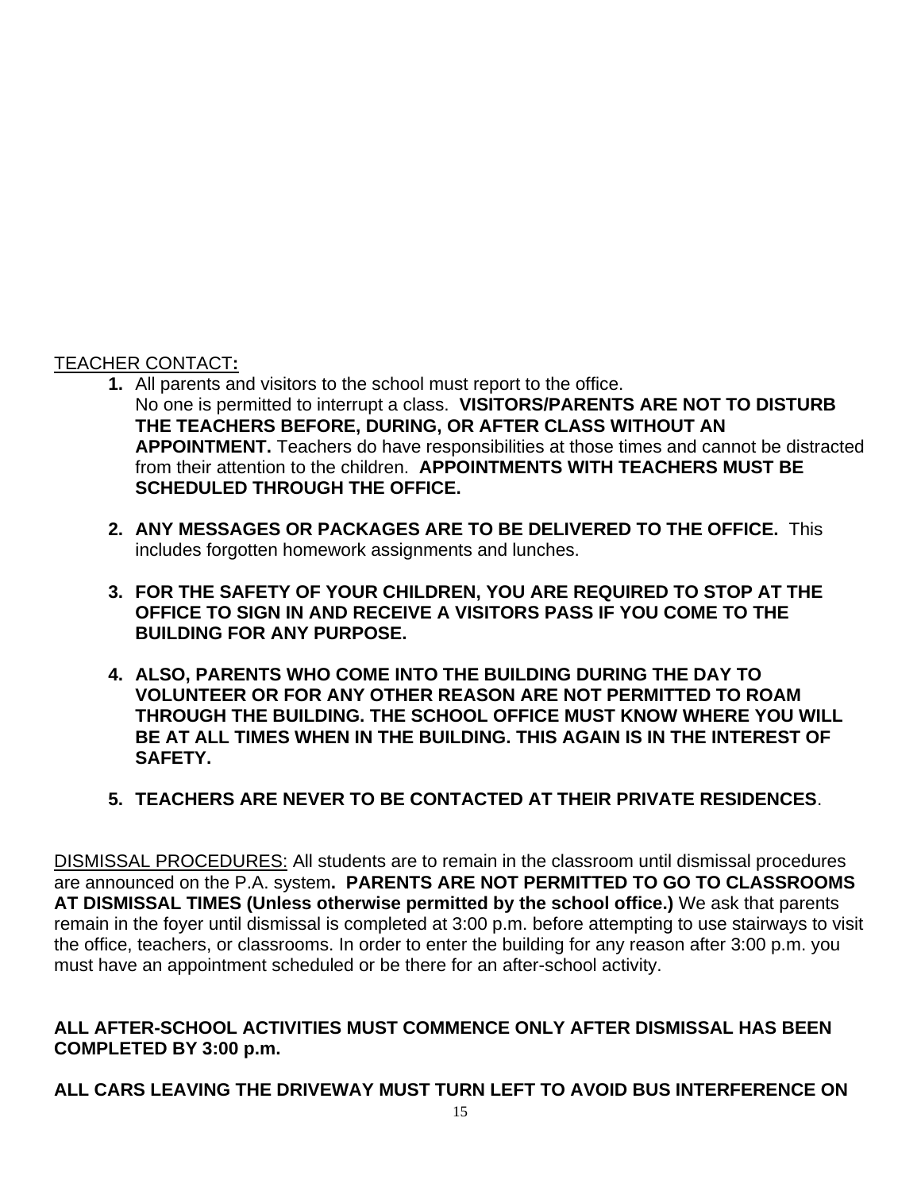<u>TEACHER CONTACT</u>**:**

1. All parents and visitors to the school must report to the office.
   No one is permitted to interrupt a class. **VISITORS/PARENTS ARE NOT TO DISTURB THE TEACHERS BEFORE, DURING, OR AFTER CLASS WITHOUT AN APPOINTMENT.** Teachers do have responsibilities at those times and cannot be distracted from their attention to the children. **APPOINTMENTS WITH TEACHERS MUST BE SCHEDULED THROUGH THE OFFICE.**

2. **ANY MESSAGES OR PACKAGES ARE TO BE DELIVERED TO THE OFFICE.** This includes forgotten homework assignments and lunches.

3. **FOR THE SAFETY OF YOUR CHILDREN, YOU ARE REQUIRED TO STOP AT THE OFFICE TO SIGN IN AND RECEIVE A VISITORS PASS IF YOU COME TO THE BUILDING FOR ANY PURPOSE.**

4. **ALSO, PARENTS WHO COME INTO THE BUILDING DURING THE DAY TO VOLUNTEER OR FOR ANY OTHER REASON ARE NOT PERMITTED TO ROAM THROUGH THE BUILDING. THE SCHOOL OFFICE MUST KNOW WHERE YOU WILL BE AT ALL TIMES WHEN IN THE BUILDING. THIS AGAIN IS IN THE INTEREST OF SAFETY.**

5. **TEACHERS ARE NEVER TO BE CONTACTED AT THEIR PRIVATE RESIDENCES**.

<u>DISMISSAL PROCEDURES</u>: All students are to remain in the classroom until dismissal procedures are announced on the P.A. system**. PARENTS ARE NOT PERMITTED TO GO TO CLASSROOMS AT DISMISSAL TIMES (Unless otherwise permitted by the school office.)** We ask that parents remain in the foyer until dismissal is completed at 3:00 p.m. before attempting to use stairways to visit the office, teachers, or classrooms. In order to enter the building for any reason after 3:00 p.m. you must have an appointment scheduled or be there for an after-school activity.

**ALL AFTER-SCHOOL ACTIVITIES MUST COMMENCE ONLY AFTER DISMISSAL HAS BEEN COMPLETED BY 3:00 p.m.**

**ALL CARS LEAVING THE DRIVEWAY MUST TURN LEFT TO AVOID BUS INTERFERENCE ON**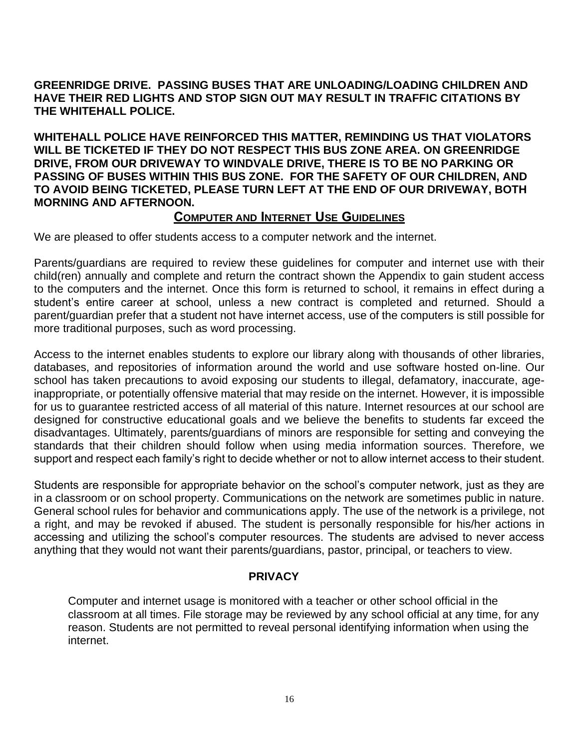**GREENRIDGE DRIVE. PASSING BUSES THAT ARE UNLOADING/LOADING CHILDREN AND HAVE THEIR RED LIGHTS AND STOP SIGN OUT MAY RESULT IN TRAFFIC CITATIONS BY THE WHITEHALL POLICE.**

**WHITEHALL POLICE HAVE REINFORCED THIS MATTER, REMINDING US THAT VIOLATORS WILL BE TICKETED IF THEY DO NOT RESPECT THIS BUS ZONE AREA. ON GREENRIDGE DRIVE, FROM OUR DRIVEWAY TO WINDVALE DRIVE, THERE IS TO BE NO PARKING OR PASSING OF BUSES WITHIN THIS BUS ZONE. FOR THE SAFETY OF OUR CHILDREN, AND TO AVOID BEING TICKETED, PLEASE TURN LEFT AT THE END OF OUR DRIVEWAY, BOTH MORNING AND AFTERNOON.**

## COMPUTER AND INTERNET USE GUIDELINES

We are pleased to offer students access to a computer network and the internet.

Parents/guardians are required to review these guidelines for computer and internet use with their child(ren) annually and complete and return the contract shown the Appendix to gain student access to the computers and the internet. Once this form is returned to school, it remains in effect during a student's entire career at school, unless a new contract is completed and returned. Should a parent/guardian prefer that a student not have internet access, use of the computers is still possible for more traditional purposes, such as word processing.

Access to the internet enables students to explore our library along with thousands of other libraries, databases, and repositories of information around the world and use software hosted on-line. Our school has taken precautions to avoid exposing our students to illegal, defamatory, inaccurate, age-inappropriate, or potentially offensive material that may reside on the internet. However, it is impossible for us to guarantee restricted access of all material of this nature. Internet resources at our school are designed for constructive educational goals and we believe the benefits to students far exceed the disadvantages. Ultimately, parents/guardians of minors are responsible for setting and conveying the standards that their children should follow when using media information sources. Therefore, we support and respect each family's right to decide whether or not to allow internet access to their student.

Students are responsible for appropriate behavior on the school's computer network, just as they are in a classroom or on school property. Communications on the network are sometimes public in nature. General school rules for behavior and communications apply. The use of the network is a privilege, not a right, and may be revoked if abused. The student is personally responsible for his/her actions in accessing and utilizing the school's computer resources. The students are advised to never access anything that they would not want their parents/guardians, pastor, principal, or teachers to view.

### PRIVACY

Computer and internet usage is monitored with a teacher or other school official in the classroom at all times. File storage may be reviewed by any school official at any time, for any reason. Students are not permitted to reveal personal identifying information when using the internet.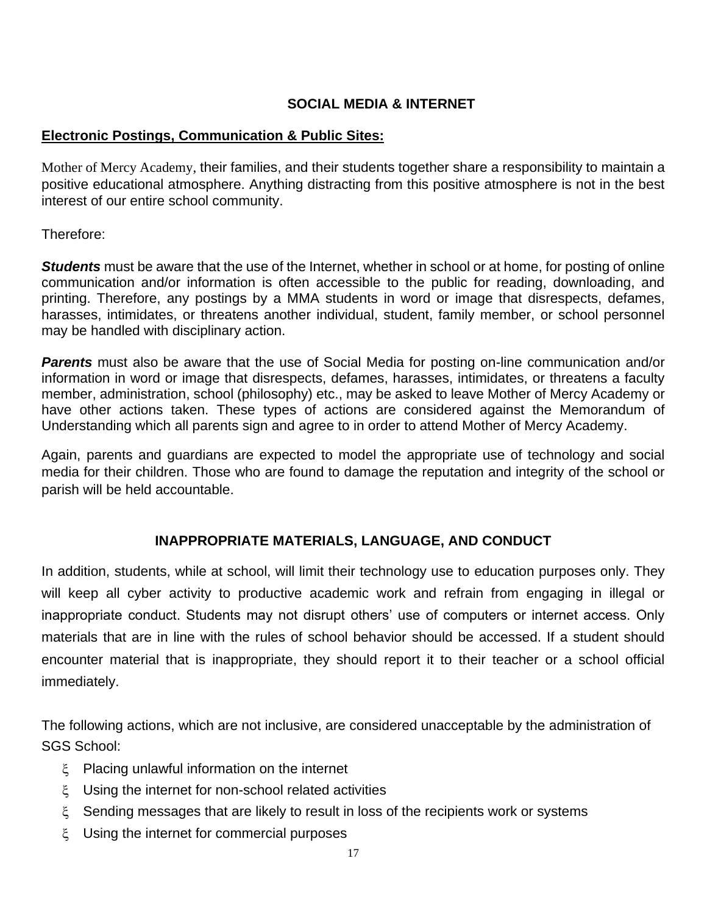## SOCIAL MEDIA & INTERNET

**Electronic Postings, Communication & Public Sites:**

Mother of Mercy Academy, their families, and their students together share a responsibility to maintain a positive educational atmosphere. Anything distracting from this positive atmosphere is not in the best interest of our entire school community.

Therefore:

***Students*** must be aware that the use of the Internet, whether in school or at home, for posting of online communication and/or information is often accessible to the public for reading, downloading, and printing. Therefore, any postings by a MMA students in word or image that disrespects, defames, harasses, intimidates, or threatens another individual, student, family member, or school personnel may be handled with disciplinary action.

***Parents*** must also be aware that the use of Social Media for posting on-line communication and/or information in word or image that disrespects, defames, harasses, intimidates, or threatens a faculty member, administration, school (philosophy) etc., may be asked to leave Mother of Mercy Academy or have other actions taken. These types of actions are considered against the Memorandum of Understanding which all parents sign and agree to in order to attend Mother of Mercy Academy.

Again, parents and guardians are expected to model the appropriate use of technology and social media for their children. Those who are found to damage the reputation and integrity of the school or parish will be held accountable.

## INAPPROPRIATE MATERIALS, LANGUAGE, AND CONDUCT

In addition, students, while at school, will limit their technology use to education purposes only. They will keep all cyber activity to productive academic work and refrain from engaging in illegal or inappropriate conduct. Students may not disrupt others' use of computers or internet access. Only materials that are in line with the rules of school behavior should be accessed. If a student should encounter material that is inappropriate, they should report it to their teacher or a school official immediately.

The following actions, which are not inclusive, are considered unacceptable by the administration of SGS School:

- Placing unlawful information on the internet
- Using the internet for non-school related activities
- Sending messages that are likely to result in loss of the recipients work or systems
- Using the internet for commercial purposes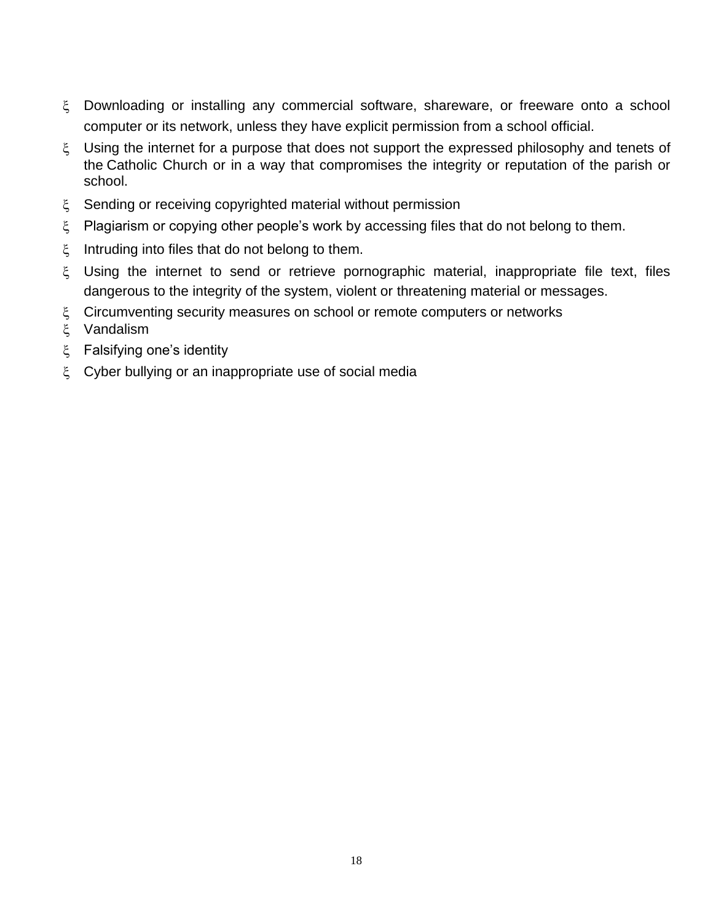- Downloading or installing any commercial software, shareware, or freeware onto a school computer or its network, unless they have explicit permission from a school official.
- Using the internet for a purpose that does not support the expressed philosophy and tenets of the Catholic Church or in a way that compromises the integrity or reputation of the parish or school.
- Sending or receiving copyrighted material without permission
- Plagiarism or copying other people’s work by accessing files that do not belong to them.
- Intruding into files that do not belong to them.
- Using the internet to send or retrieve pornographic material, inappropriate file text, files dangerous to the integrity of the system, violent or threatening material or messages.
- Circumventing security measures on school or remote computers or networks
- Vandalism
- Falsifying one’s identity
- Cyber bullying or an inappropriate use of social media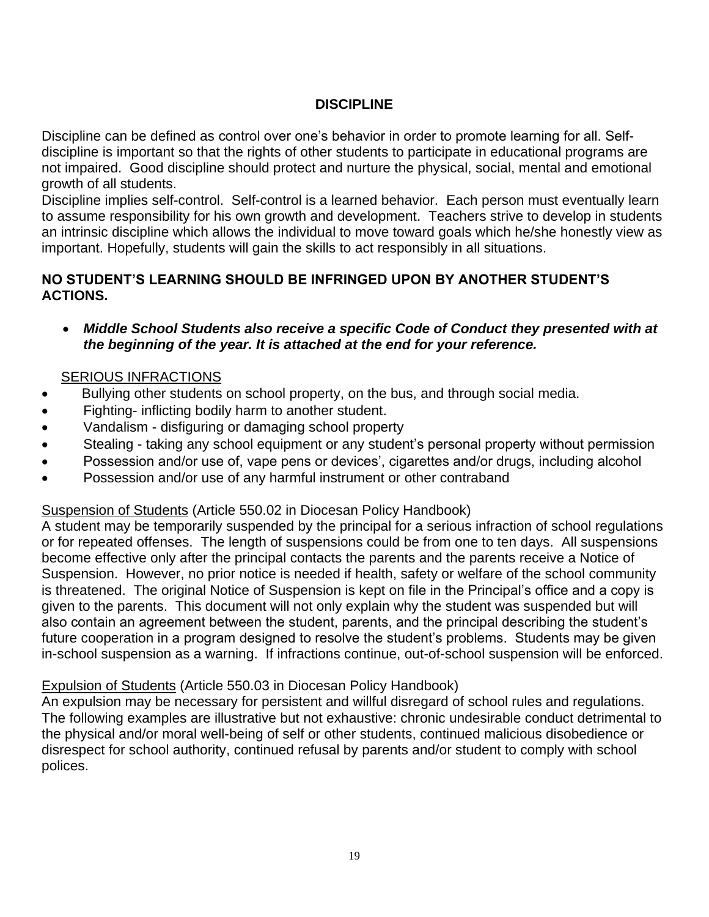## DISCIPLINE

Discipline can be defined as control over one's behavior in order to promote learning for all. Self-discipline is important so that the rights of other students to participate in educational programs are not impaired. Good discipline should protect and nurture the physical, social, mental and emotional growth of all students.

Discipline implies self-control. Self-control is a learned behavior. Each person must eventually learn to assume responsibility for his own growth and development. Teachers strive to develop in students an intrinsic discipline which allows the individual to move toward goals which he/she honestly view as important. Hopefully, students will gain the skills to act responsibly in all situations.

**NO STUDENT'S LEARNING SHOULD BE INFRINGED UPON BY ANOTHER STUDENT'S ACTIONS.**

- ***Middle School Students also receive a specific Code of Conduct they presented with at the beginning of the year. It is attached at the end for your reference.***

<u>SERIOUS INFRACTIONS</u>

- Bullying other students on school property, on the bus, and through social media.
- Fighting- inflicting bodily harm to another student.
- Vandalism - disfiguring or damaging school property
- Stealing - taking any school equipment or any student's personal property without permission
- Possession and/or use of, vape pens or devices', cigarettes and/or drugs, including alcohol
- Possession and/or use of any harmful instrument or other contraband

<u>Suspension of Students</u> (Article 550.02 in Diocesan Policy Handbook)

A student may be temporarily suspended by the principal for a serious infraction of school regulations or for repeated offenses. The length of suspensions could be from one to ten days. All suspensions become effective only after the principal contacts the parents and the parents receive a Notice of Suspension. However, no prior notice is needed if health, safety or welfare of the school community is threatened. The original Notice of Suspension is kept on file in the Principal's office and a copy is given to the parents. This document will not only explain why the student was suspended but will also contain an agreement between the student, parents, and the principal describing the student's future cooperation in a program designed to resolve the student's problems. Students may be given in-school suspension as a warning. If infractions continue, out-of-school suspension will be enforced.

<u>Expulsion of Students</u> (Article 550.03 in Diocesan Policy Handbook)

An expulsion may be necessary for persistent and willful disregard of school rules and regulations. The following examples are illustrative but not exhaustive: chronic undesirable conduct detrimental to the physical and/or moral well-being of self or other students, continued malicious disobedience or disrespect for school authority, continued refusal by parents and/or student to comply with school polices.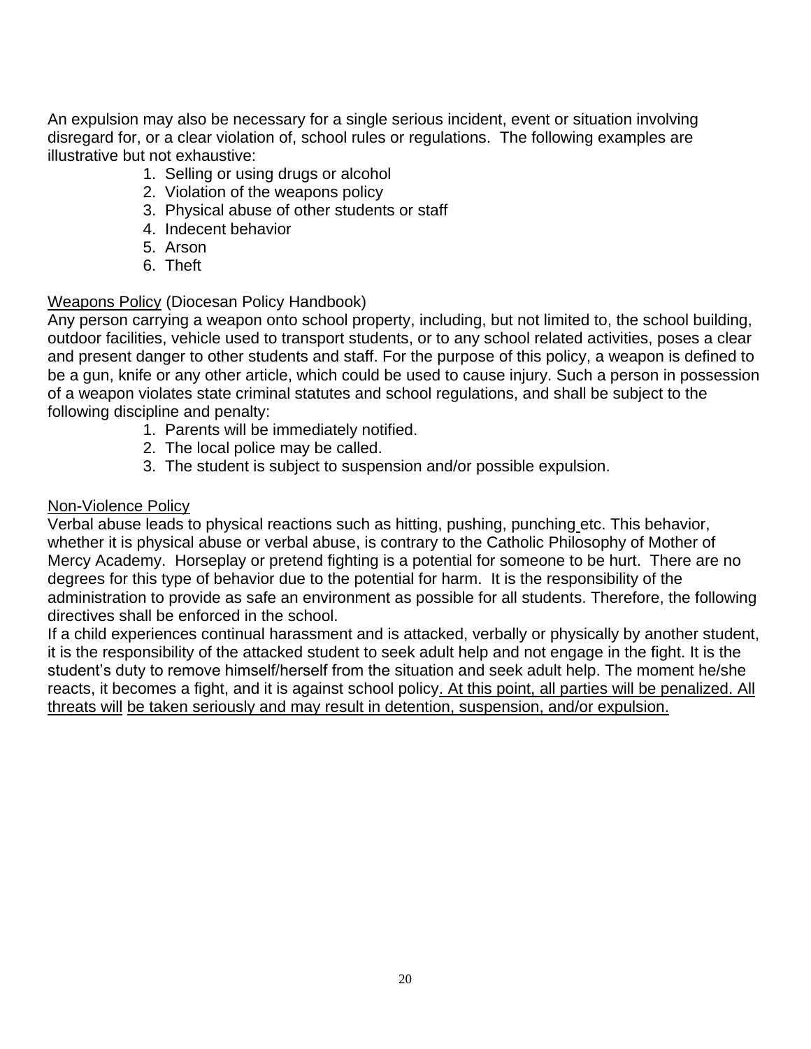An expulsion may also be necessary for a single serious incident, event or situation involving disregard for, or a clear violation of, school rules or regulations. The following examples are illustrative but not exhaustive:

1. Selling or using drugs or alcohol
2. Violation of the weapons policy
3. Physical abuse of other students or staff
4. Indecent behavior
5. Arson
6. Theft

<u>Weapons Policy</u> (Diocesan Policy Handbook)

Any person carrying a weapon onto school property, including, but not limited to, the school building, outdoor facilities, vehicle used to transport students, or to any school related activities, poses a clear and present danger to other students and staff. For the purpose of this policy, a weapon is defined to be a gun, knife or any other article, which could be used to cause injury. Such a person in possession of a weapon violates state criminal statutes and school regulations, and shall be subject to the following discipline and penalty:

1. Parents will be immediately notified.
2. The local police may be called.
3. The student is subject to suspension and/or possible expulsion.

<u>Non-Violence Policy</u>

Verbal abuse leads to physical reactions such as hitting, pushing, punching etc. This behavior, whether it is physical abuse or verbal abuse, is contrary to the Catholic Philosophy of Mother of Mercy Academy. Horseplay or pretend fighting is a potential for someone to be hurt. There are no degrees for this type of behavior due to the potential for harm. It is the responsibility of the administration to provide as safe an environment as possible for all students. Therefore, the following directives shall be enforced in the school.

If a child experiences continual harassment and is attacked, verbally or physically by another student, it is the responsibility of the attacked student to seek adult help and not engage in the fight. It is the student's duty to remove himself/herself from the situation and seek adult help. The moment he/she reacts, it becomes a fight, and it is against school policy<u>. At this point, all parties will be penalized. All threats will be taken seriously and may result in detention, suspension, and/or expulsion.</u>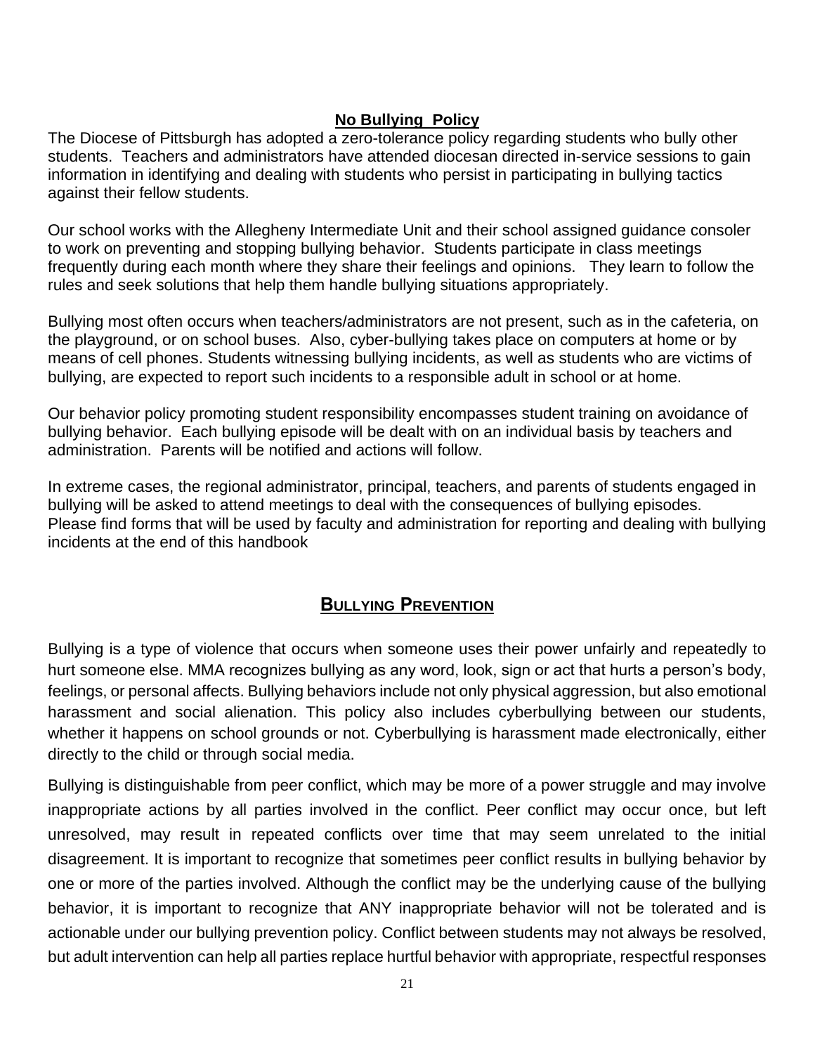## No Bullying Policy

The Diocese of Pittsburgh has adopted a zero-tolerance policy regarding students who bully other students. Teachers and administrators have attended diocesan directed in-service sessions to gain information in identifying and dealing with students who persist in participating in bullying tactics against their fellow students.

Our school works with the Allegheny Intermediate Unit and their school assigned guidance consoler to work on preventing and stopping bullying behavior. Students participate in class meetings frequently during each month where they share their feelings and opinions. They learn to follow the rules and seek solutions that help them handle bullying situations appropriately.

Bullying most often occurs when teachers/administrators are not present, such as in the cafeteria, on the playground, or on school buses. Also, cyber-bullying takes place on computers at home or by means of cell phones. Students witnessing bullying incidents, as well as students who are victims of bullying, are expected to report such incidents to a responsible adult in school or at home.

Our behavior policy promoting student responsibility encompasses student training on avoidance of bullying behavior. Each bullying episode will be dealt with on an individual basis by teachers and administration. Parents will be notified and actions will follow.

In extreme cases, the regional administrator, principal, teachers, and parents of students engaged in bullying will be asked to attend meetings to deal with the consequences of bullying episodes. Please find forms that will be used by faculty and administration for reporting and dealing with bullying incidents at the end of this handbook

## Bullying Prevention

Bullying is a type of violence that occurs when someone uses their power unfairly and repeatedly to hurt someone else. MMA recognizes bullying as any word, look, sign or act that hurts a person's body, feelings, or personal affects. Bullying behaviors include not only physical aggression, but also emotional harassment and social alienation. This policy also includes cyberbullying between our students, whether it happens on school grounds or not. Cyberbullying is harassment made electronically, either directly to the child or through social media.

Bullying is distinguishable from peer conflict, which may be more of a power struggle and may involve inappropriate actions by all parties involved in the conflict. Peer conflict may occur once, but left unresolved, may result in repeated conflicts over time that may seem unrelated to the initial disagreement. It is important to recognize that sometimes peer conflict results in bullying behavior by one or more of the parties involved. Although the conflict may be the underlying cause of the bullying behavior, it is important to recognize that ANY inappropriate behavior will not be tolerated and is actionable under our bullying prevention policy. Conflict between students may not always be resolved, but adult intervention can help all parties replace hurtful behavior with appropriate, respectful responses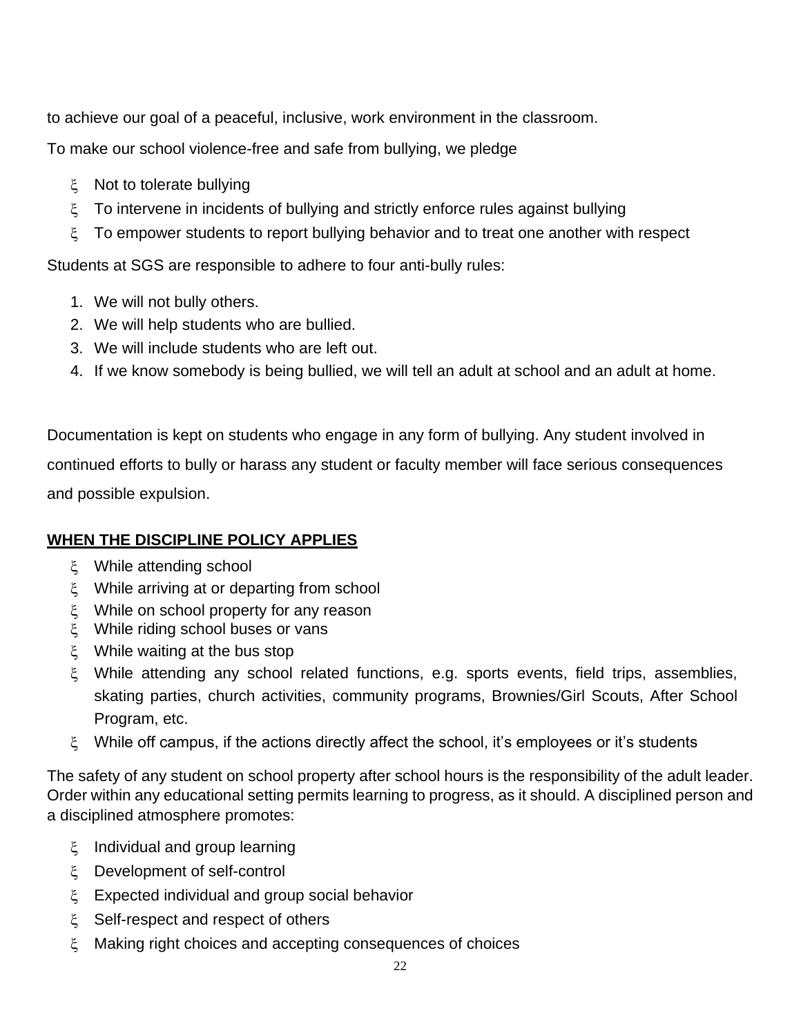to achieve our goal of a peaceful, inclusive, work environment in the classroom.

To make our school violence-free and safe from bullying, we pledge

- Not to tolerate bullying
- To intervene in incidents of bullying and strictly enforce rules against bullying
- To empower students to report bullying behavior and to treat one another with respect

Students at SGS are responsible to adhere to four anti-bully rules:

1. We will not bully others.
2. We will help students who are bullied.
3. We will include students who are left out.
4. If we know somebody is being bullied, we will tell an adult at school and an adult at home.

Documentation is kept on students who engage in any form of bullying. Any student involved in continued efforts to bully or harass any student or faculty member will face serious consequences and possible expulsion.

**WHEN THE DISCIPLINE POLICY APPLIES**

- While attending school
- While arriving at or departing from school
- While on school property for any reason
- While riding school buses or vans
- While waiting at the bus stop
- While attending any school related functions, e.g. sports events, field trips, assemblies, skating parties, church activities, community programs, Brownies/Girl Scouts, After School Program, etc.
- While off campus, if the actions directly affect the school, it's employees or it's students

The safety of any student on school property after school hours is the responsibility of the adult leader. Order within any educational setting permits learning to progress, as it should. A disciplined person and a disciplined atmosphere promotes:

- Individual and group learning
- Development of self-control
- Expected individual and group social behavior
- Self-respect and respect of others
- Making right choices and accepting consequences of choices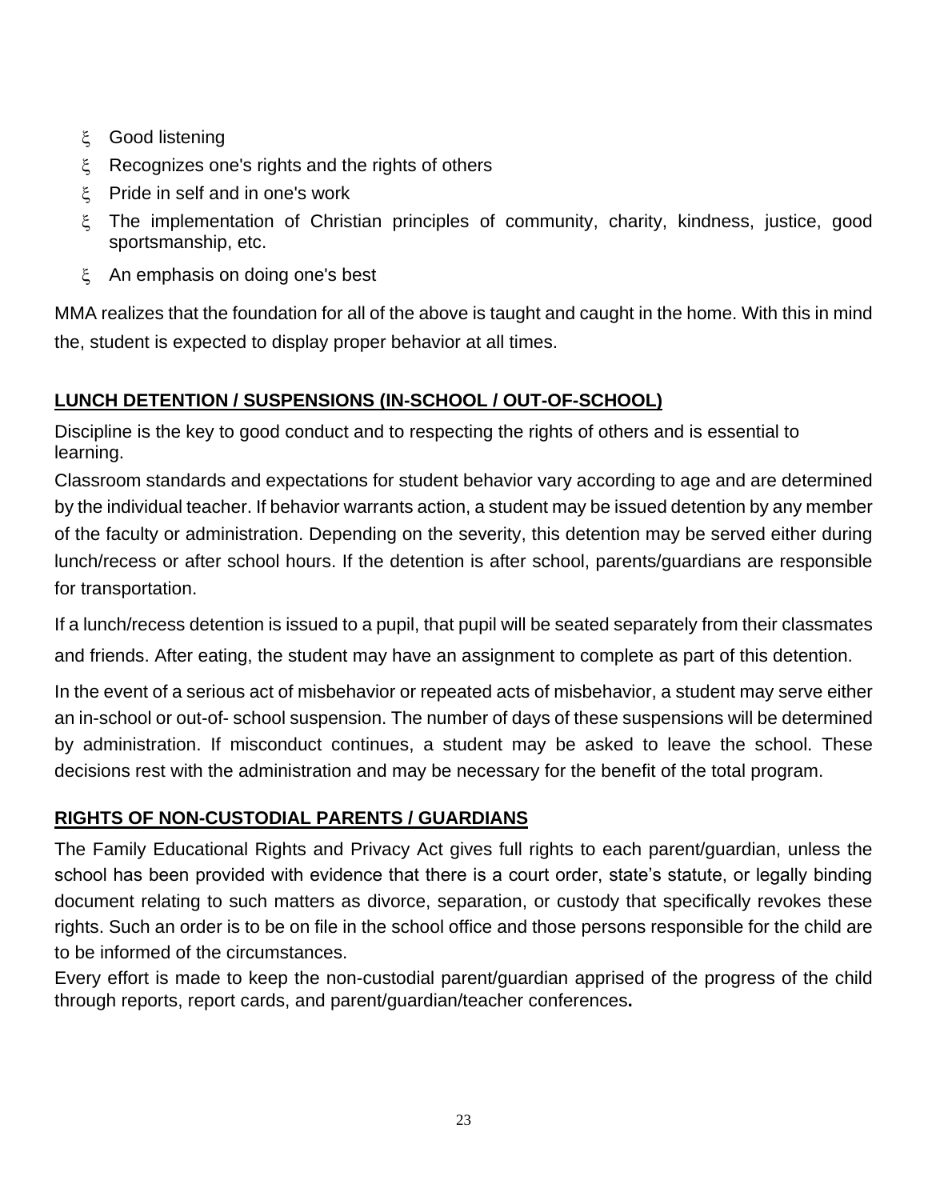- Good listening
- Recognizes one's rights and the rights of others
- Pride in self and in one's work
- The implementation of Christian principles of community, charity, kindness, justice, good sportsmanship, etc.
- An emphasis on doing one's best

MMA realizes that the foundation for all of the above is taught and caught in the home. With this in mind the, student is expected to display proper behavior at all times.

## LUNCH DETENTION / SUSPENSIONS (IN-SCHOOL / OUT-OF-SCHOOL)

Discipline is the key to good conduct and to respecting the rights of others and is essential to learning.

Classroom standards and expectations for student behavior vary according to age and are determined by the individual teacher. If behavior warrants action, a student may be issued detention by any member of the faculty or administration. Depending on the severity, this detention may be served either during lunch/recess or after school hours. If the detention is after school, parents/guardians are responsible for transportation.

If a lunch/recess detention is issued to a pupil, that pupil will be seated separately from their classmates and friends. After eating, the student may have an assignment to complete as part of this detention.

In the event of a serious act of misbehavior or repeated acts of misbehavior, a student may serve either an in-school or out-of- school suspension. The number of days of these suspensions will be determined by administration. If misconduct continues, a student may be asked to leave the school. These decisions rest with the administration and may be necessary for the benefit of the total program.

## RIGHTS OF NON-CUSTODIAL PARENTS / GUARDIANS

The Family Educational Rights and Privacy Act gives full rights to each parent/guardian, unless the school has been provided with evidence that there is a court order, state's statute, or legally binding document relating to such matters as divorce, separation, or custody that specifically revokes these rights. Such an order is to be on file in the school office and those persons responsible for the child are to be informed of the circumstances.

Every effort is made to keep the non-custodial parent/guardian apprised of the progress of the child through reports, report cards, and parent/guardian/teacher conferences.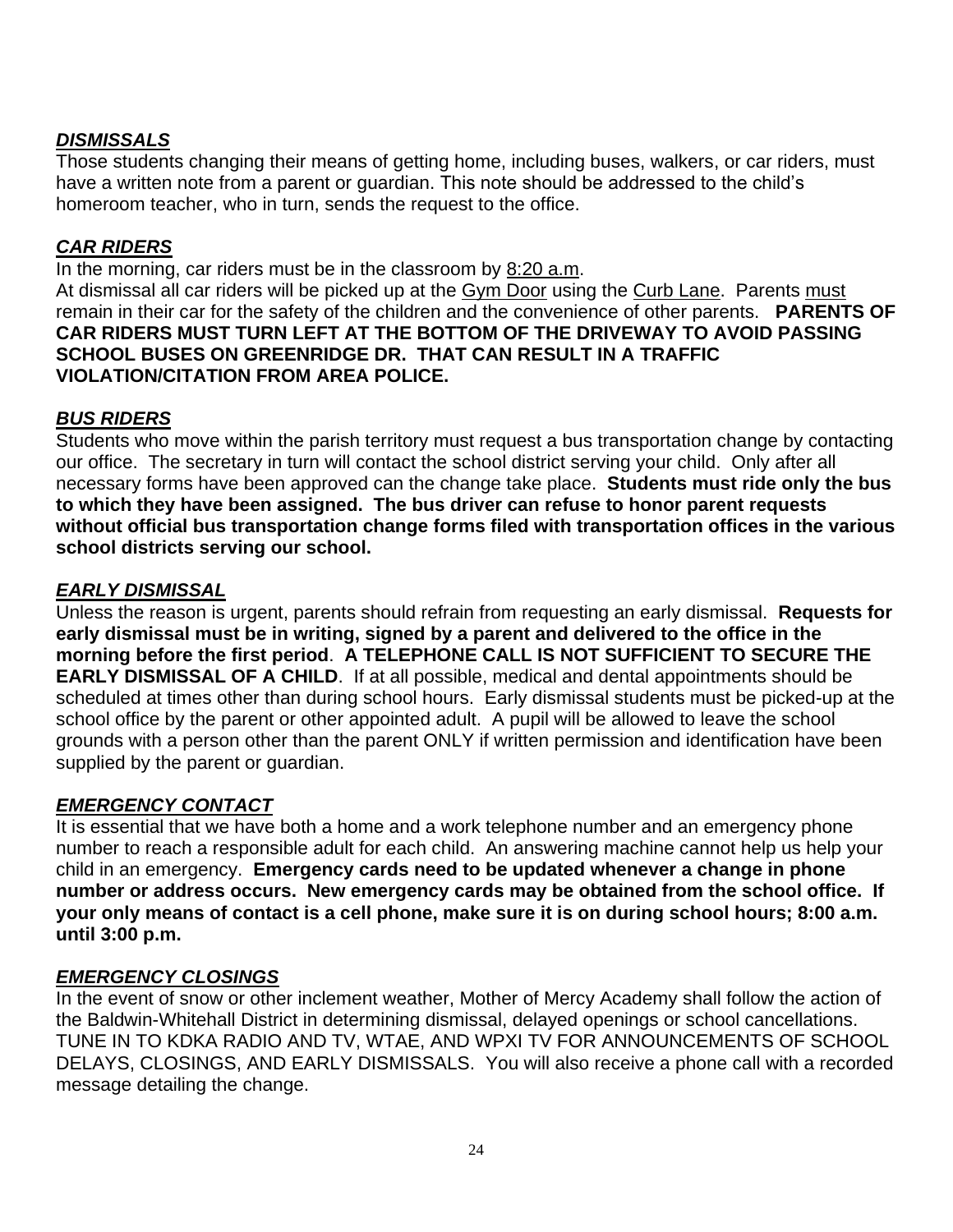### ***DISMISSALS***

Those students changing their means of getting home, including buses, walkers, or car riders, must have a written note from a parent or guardian. This note should be addressed to the child's homeroom teacher, who in turn, sends the request to the office.

### ***CAR RIDERS***

In the morning, car riders must be in the classroom by <u>8:20 a.m</u>.

At dismissal all car riders will be picked up at the <u>Gym Door</u> using the <u>Curb Lane</u>. Parents <u>must</u> remain in their car for the safety of the children and the convenience of other parents. **PARENTS OF CAR RIDERS MUST TURN LEFT AT THE BOTTOM OF THE DRIVEWAY TO AVOID PASSING SCHOOL BUSES ON GREENRIDGE DR. THAT CAN RESULT IN A TRAFFIC VIOLATION/CITATION FROM AREA POLICE.**

### ***BUS RIDERS***

Students who move within the parish territory must request a bus transportation change by contacting our office. The secretary in turn will contact the school district serving your child. Only after all necessary forms have been approved can the change take place. **Students must ride only the bus to which they have been assigned. The bus driver can refuse to honor parent requests without official bus transportation change forms filed with transportation offices in the various school districts serving our school.**

### ***EARLY DISMISSAL***

Unless the reason is urgent, parents should refrain from requesting an early dismissal. **Requests for early dismissal must be in writing, signed by a parent and delivered to the office in the morning before the first period**. **A TELEPHONE CALL IS NOT SUFFICIENT TO SECURE THE EARLY DISMISSAL OF A CHILD**. If at all possible, medical and dental appointments should be scheduled at times other than during school hours. Early dismissal students must be picked-up at the school office by the parent or other appointed adult. A pupil will be allowed to leave the school grounds with a person other than the parent ONLY if written permission and identification have been supplied by the parent or guardian.

### ***EMERGENCY CONTACT***

It is essential that we have both a home and a work telephone number and an emergency phone number to reach a responsible adult for each child. An answering machine cannot help us help your child in an emergency. **Emergency cards need to be updated whenever a change in phone number or address occurs. New emergency cards may be obtained from the school office. If your only means of contact is a cell phone, make sure it is on during school hours; 8:00 a.m. until 3:00 p.m.**

### ***EMERGENCY CLOSINGS***

In the event of snow or other inclement weather, Mother of Mercy Academy shall follow the action of the Baldwin-Whitehall District in determining dismissal, delayed openings or school cancellations. TUNE IN TO KDKA RADIO AND TV, WTAE, AND WPXI TV FOR ANNOUNCEMENTS OF SCHOOL DELAYS, CLOSINGS, AND EARLY DISMISSALS. You will also receive a phone call with a recorded message detailing the change.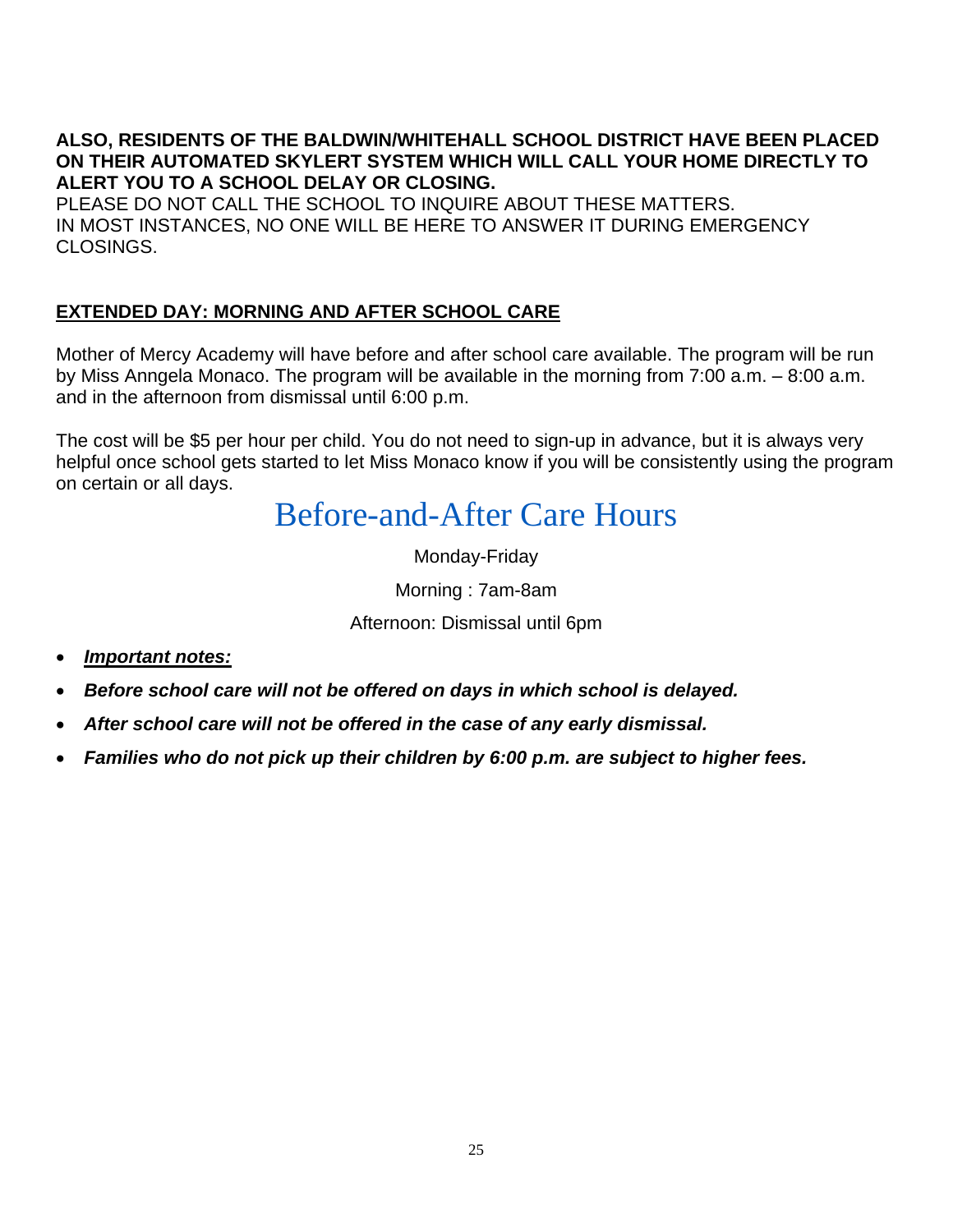**ALSO, RESIDENTS OF THE BALDWIN/WHITEHALL SCHOOL DISTRICT HAVE BEEN PLACED ON THEIR AUTOMATED SKYLERT SYSTEM WHICH WILL CALL YOUR HOME DIRECTLY TO ALERT YOU TO A SCHOOL DELAY OR CLOSING.**
PLEASE DO NOT CALL THE SCHOOL TO INQUIRE ABOUT THESE MATTERS.
IN MOST INSTANCES, NO ONE WILL BE HERE TO ANSWER IT DURING EMERGENCY CLOSINGS.

## EXTENDED DAY: MORNING AND AFTER SCHOOL CARE

Mother of Mercy Academy will have before and after school care available. The program will be run by Miss Anngela Monaco. The program will be available in the morning from 7:00 a.m. – 8:00 a.m. and in the afternoon from dismissal until 6:00 p.m.

The cost will be $5 per hour per child. You do not need to sign-up in advance, but it is always very helpful once school gets started to let Miss Monaco know if you will be consistently using the program on certain or all days.

# Before-and-After Care Hours

Monday-Friday

Morning : 7am-8am

Afternoon: Dismissal until 6pm

- ***Important notes:***
- ***Before school care will not be offered on days in which school is delayed.***
- ***After school care will not be offered in the case of any early dismissal.***
- ***Families who do not pick up their children by 6:00 p.m. are subject to higher fees.***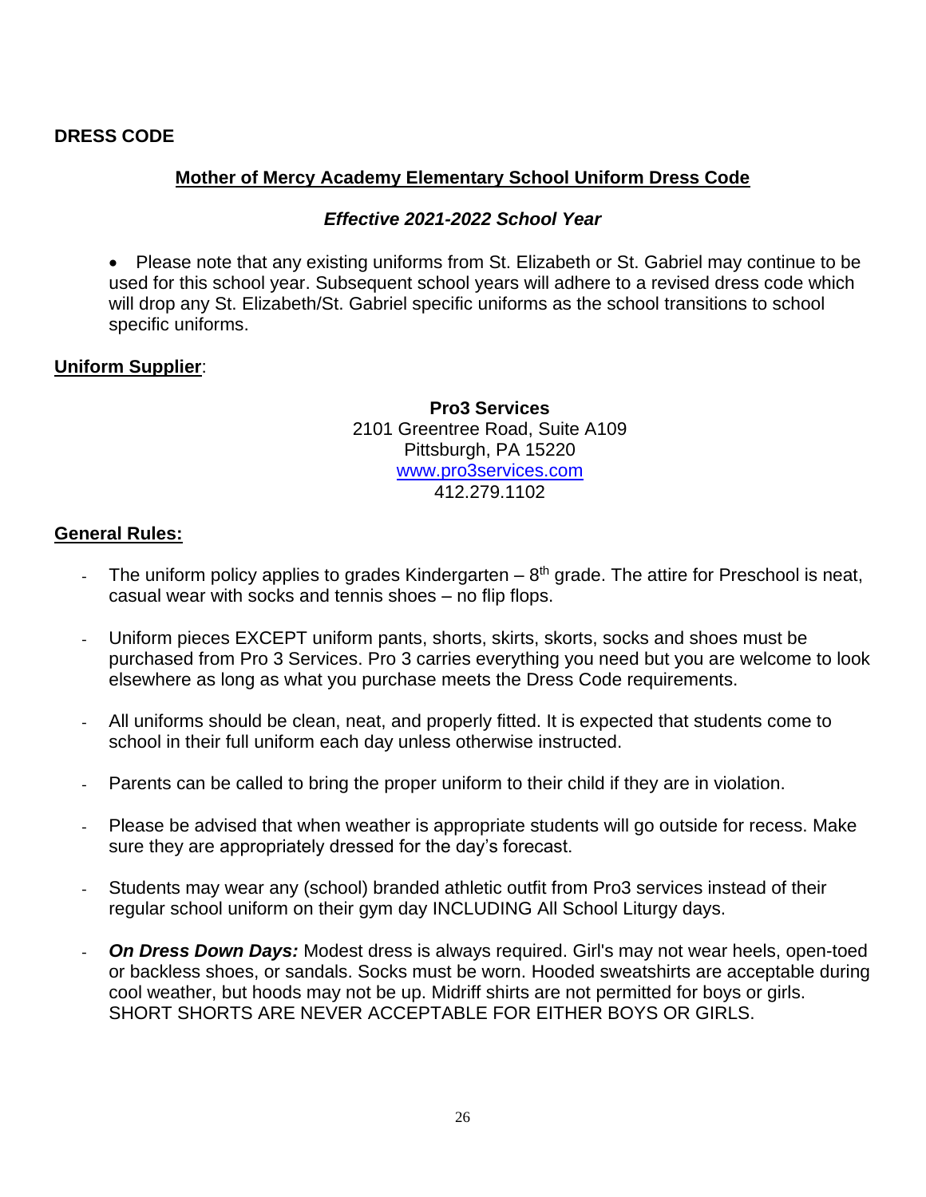## DRESS CODE

### Mother of Mercy Academy Elementary School Uniform Dress Code

***Effective 2021-2022 School Year***

- Please note that any existing uniforms from St. Elizabeth or St. Gabriel may continue to be used for this school year. Subsequent school years will adhere to a revised dress code which will drop any St. Elizabeth/St. Gabriel specific uniforms as the school transitions to school specific uniforms.

**Uniform Supplier**:

**Pro3 Services**
2101 Greentree Road, Suite A109
Pittsburgh, PA 15220
www.pro3services.com
412.279.1102

**General Rules:**

- The uniform policy applies to grades Kindergarten – 8th grade. The attire for Preschool is neat, casual wear with socks and tennis shoes – no flip flops.
- Uniform pieces EXCEPT uniform pants, shorts, skirts, skorts, socks and shoes must be purchased from Pro 3 Services. Pro 3 carries everything you need but you are welcome to look elsewhere as long as what you purchase meets the Dress Code requirements.
- All uniforms should be clean, neat, and properly fitted. It is expected that students come to school in their full uniform each day unless otherwise instructed.
- Parents can be called to bring the proper uniform to their child if they are in violation.
- Please be advised that when weather is appropriate students will go outside for recess. Make sure they are appropriately dressed for the day's forecast.
- Students may wear any (school) branded athletic outfit from Pro3 services instead of their regular school uniform on their gym day INCLUDING All School Liturgy days.
- ***On Dress Down Days:*** Modest dress is always required. Girl's may not wear heels, open-toed or backless shoes, or sandals. Socks must be worn. Hooded sweatshirts are acceptable during cool weather, but hoods may not be up. Midriff shirts are not permitted for boys or girls. SHORT SHORTS ARE NEVER ACCEPTABLE FOR EITHER BOYS OR GIRLS.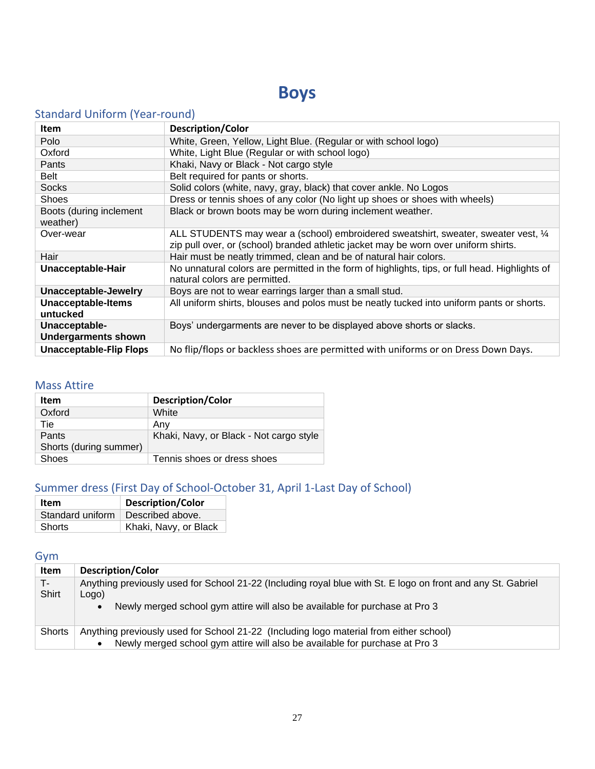# Boys

## Standard Uniform (Year-round)

| Item | Description/Color |
|---|---|
| Polo | White, Green, Yellow, Light Blue. (Regular or with school logo) |
| Oxford | White, Light Blue (Regular or with school logo) |
| Pants | Khaki, Navy or Black - Not cargo style |
| Belt | Belt required for pants or shorts. |
| Socks | Solid colors (white, navy, gray, black) that cover ankle. No Logos |
| Shoes | Dress or tennis shoes of any color (No light up shoes or shoes with wheels) |
| Boots (during inclement weather) | Black or brown boots may be worn during inclement weather. |
| Over-wear | ALL STUDENTS may wear a (school) embroidered sweatshirt, sweater, sweater vest, ¼ zip pull over, or (school) branded athletic jacket may be worn over uniform shirts. |
| Hair | Hair must be neatly trimmed, clean and be of natural hair colors. |
| **Unacceptable-Hair** | No unnatural colors are permitted in the form of highlights, tips, or full head. Highlights of natural colors are permitted. |
| **Unacceptable-Jewelry** | Boys are not to wear earrings larger than a small stud. |
| **Unacceptable-Items untucked** | All uniform shirts, blouses and polos must be neatly tucked into uniform pants or shorts. |
| **Unacceptable-Undergarments shown** | Boys' undergarments are never to be displayed above shorts or slacks. |
| **Unacceptable-Flip Flops** | No flip/flops or backless shoes are permitted with uniforms or on Dress Down Days. |

## Mass Attire

| Item | Description/Color |
|---|---|
| Oxford | White |
| Tie | Any |
| Pants<br>Shorts (during summer) | Khaki, Navy, or Black - Not cargo style |
| Shoes | Tennis shoes or dress shoes |

## Summer dress (First Day of School-October 31, April 1-Last Day of School)

| Item | Description/Color |
|---|---|
| Standard uniform | Described above. |
| Shorts | Khaki, Navy, or Black |

## Gym

| Item | Description/Color |
|---|---|
| T-Shirt | Anything previously used for School 21-22 (Including royal blue with St. E logo on front and any St. Gabriel Logo)<br>• Newly merged school gym attire will also be available for purchase at Pro 3 |
| Shorts | Anything previously used for School 21-22 (Including logo material from either school)<br>• Newly merged school gym attire will also be available for purchase at Pro 3 |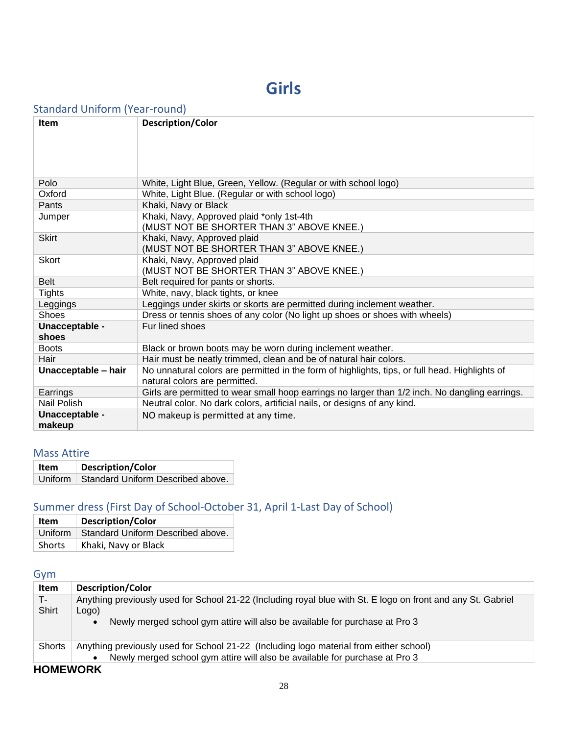# Girls

## Standard Uniform (Year-round)

| Item | Description/Color |
|---|---|
| Polo | White, Light Blue, Green, Yellow. (Regular or with school logo) |
| Oxford | White, Light Blue. (Regular or with school logo) |
| Pants | Khaki, Navy or Black |
| Jumper | Khaki, Navy, Approved plaid *only 1st-4th (MUST NOT BE SHORTER THAN 3" ABOVE KNEE.) |
| Skirt | Khaki, Navy, Approved plaid (MUST NOT BE SHORTER THAN 3" ABOVE KNEE.) |
| Skort | Khaki, Navy, Approved plaid (MUST NOT BE SHORTER THAN 3" ABOVE KNEE.) |
| Belt | Belt required for pants or shorts. |
| Tights | White, navy, black tights, or knee |
| Leggings | Leggings under skirts or skorts are permitted during inclement weather. |
| Shoes | Dress or tennis shoes of any color (No light up shoes or shoes with wheels) |
| **Unacceptable - shoes** | Fur lined shoes |
| Boots | Black or brown boots may be worn during inclement weather. |
| Hair | Hair must be neatly trimmed, clean and be of natural hair colors. |
| **Unacceptable – hair** | No unnatural colors are permitted in the form of highlights, tips, or full head. Highlights of natural colors are permitted. |
| Earrings | Girls are permitted to wear small hoop earrings no larger than 1/2 inch. No dangling earrings. |
| Nail Polish | Neutral color. No dark colors, artificial nails, or designs of any kind. |
| **Unacceptable - makeup** | NO makeup is permitted at any time. |

## Mass Attire

| Item | Description/Color |
|---|---|
| Uniform | Standard Uniform Described above. |

## Summer dress (First Day of School-October 31, April 1-Last Day of School)

| Item | Description/Color |
|---|---|
| Uniform | Standard Uniform Described above. |
| Shorts | Khaki, Navy or Black |

## Gym

| Item | Description/Color |
|---|---|
| T-Shirt | Anything previously used for School 21-22 (Including royal blue with St. E logo on front and any St. Gabriel Logo) • Newly merged school gym attire will also be available for purchase at Pro 3 |
| Shorts | Anything previously used for School 21-22 (Including logo material from either school) • Newly merged school gym attire will also be available for purchase at Pro 3 |

**HOMEWORK**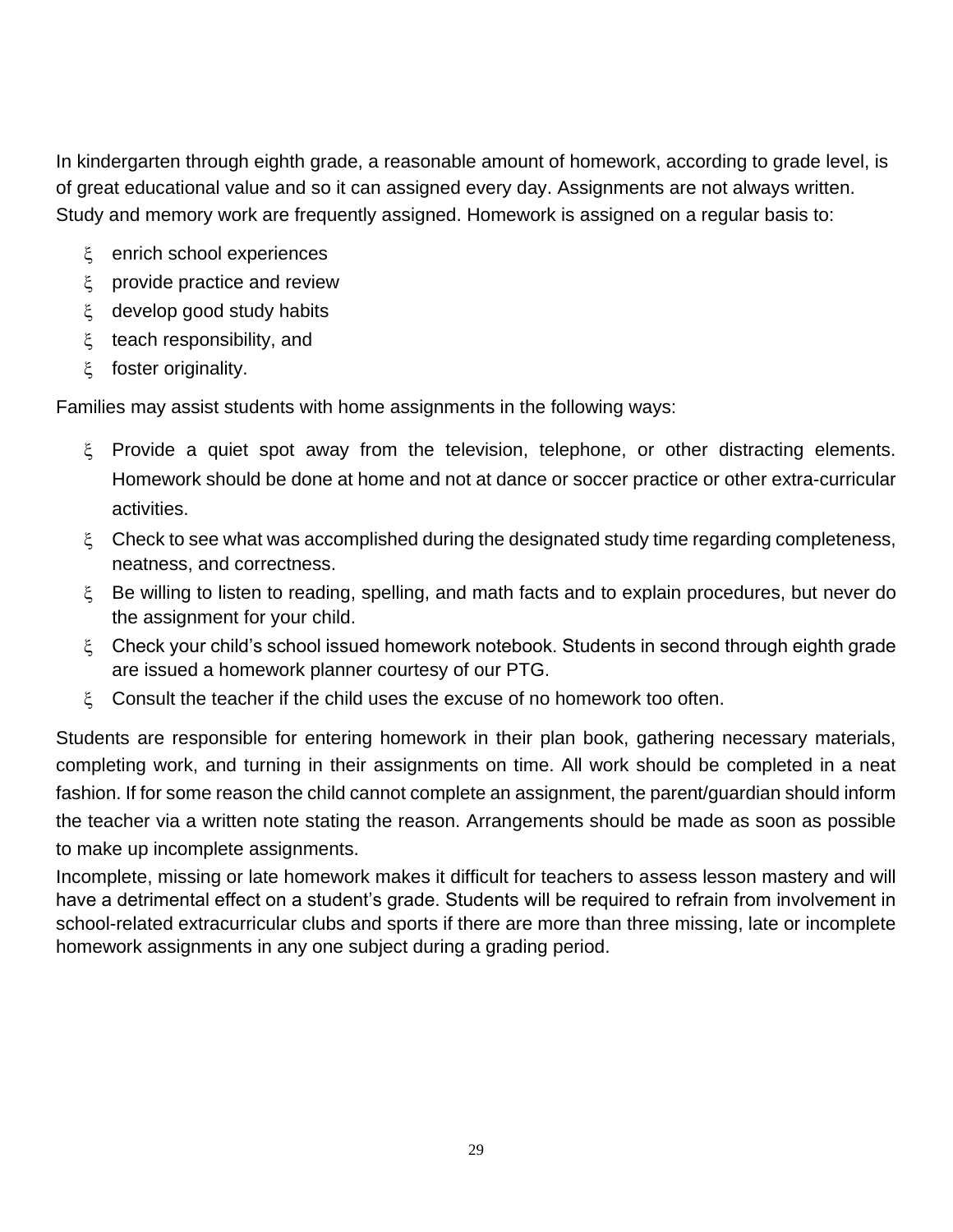In kindergarten through eighth grade, a reasonable amount of homework, according to grade level, is of great educational value and so it can assigned every day. Assignments are not always written. Study and memory work are frequently assigned. Homework is assigned on a regular basis to:

- enrich school experiences
- provide practice and review
- develop good study habits
- teach responsibility, and
- foster originality.

Families may assist students with home assignments in the following ways:

- Provide a quiet spot away from the television, telephone, or other distracting elements. Homework should be done at home and not at dance or soccer practice or other extra-curricular activities.
- Check to see what was accomplished during the designated study time regarding completeness, neatness, and correctness.
- Be willing to listen to reading, spelling, and math facts and to explain procedures, but never do the assignment for your child.
- Check your child's school issued homework notebook. Students in second through eighth grade are issued a homework planner courtesy of our PTG.
- Consult the teacher if the child uses the excuse of no homework too often.

Students are responsible for entering homework in their plan book, gathering necessary materials, completing work, and turning in their assignments on time. All work should be completed in a neat fashion. If for some reason the child cannot complete an assignment, the parent/guardian should inform the teacher via a written note stating the reason. Arrangements should be made as soon as possible to make up incomplete assignments.

Incomplete, missing or late homework makes it difficult for teachers to assess lesson mastery and will have a detrimental effect on a student's grade. Students will be required to refrain from involvement in school-related extracurricular clubs and sports if there are more than three missing, late or incomplete homework assignments in any one subject during a grading period.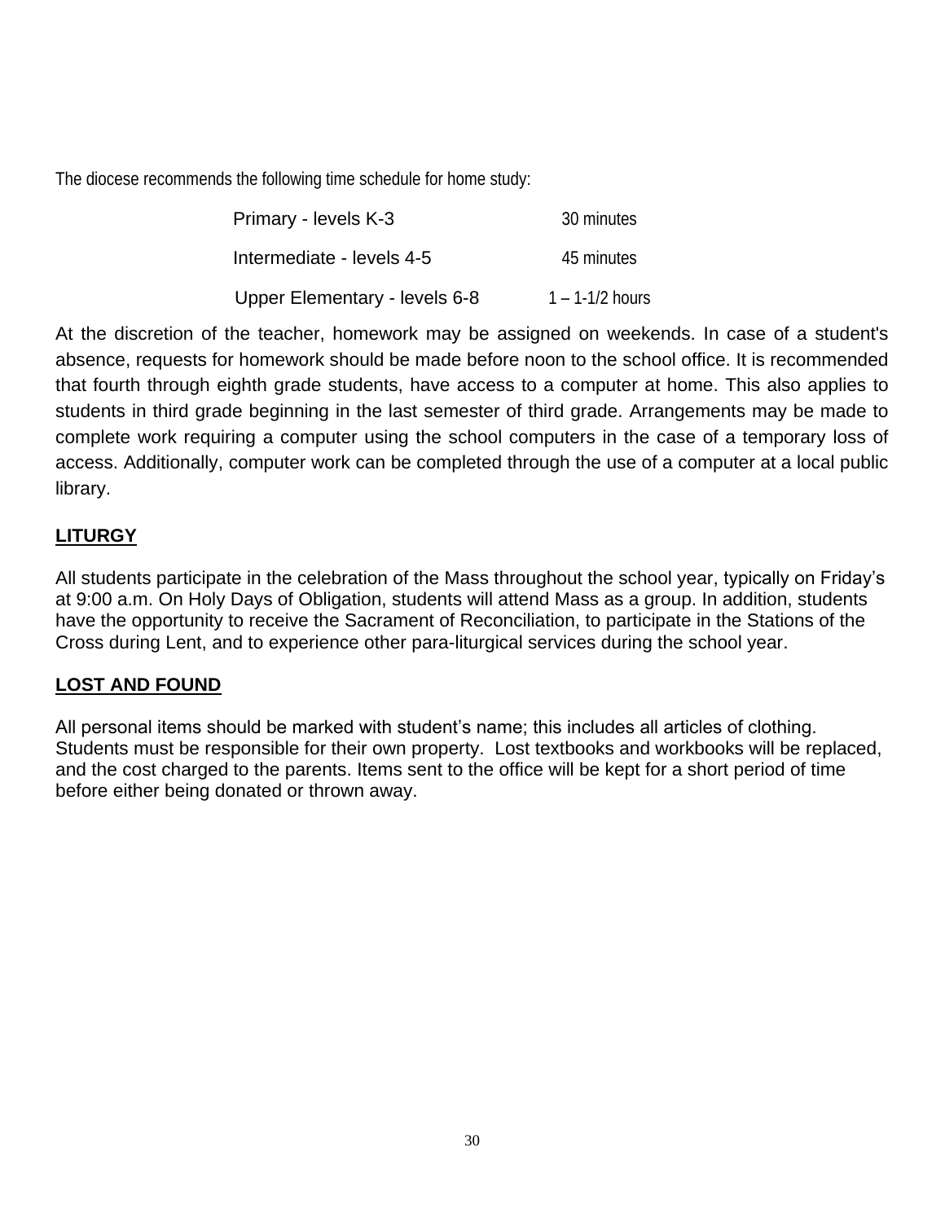The diocese recommends the following time schedule for home study:

| | |
|---|---|
| Primary - levels K-3 | 30 minutes |
| Intermediate - levels 4-5 | 45 minutes |
| Upper Elementary - levels 6-8 | 1 – 1-1/2 hours |

At the discretion of the teacher, homework may be assigned on weekends. In case of a student's absence, requests for homework should be made before noon to the school office. It is recommended that fourth through eighth grade students, have access to a computer at home. This also applies to students in third grade beginning in the last semester of third grade. Arrangements may be made to complete work requiring a computer using the school computers in the case of a temporary loss of access. Additionally, computer work can be completed through the use of a computer at a local public library.

## LITURGY

All students participate in the celebration of the Mass throughout the school year, typically on Friday's at 9:00 a.m. On Holy Days of Obligation, students will attend Mass as a group. In addition, students have the opportunity to receive the Sacrament of Reconciliation, to participate in the Stations of the Cross during Lent, and to experience other para-liturgical services during the school year.

## LOST AND FOUND

All personal items should be marked with student's name; this includes all articles of clothing. Students must be responsible for their own property. Lost textbooks and workbooks will be replaced, and the cost charged to the parents. Items sent to the office will be kept for a short period of time before either being donated or thrown away.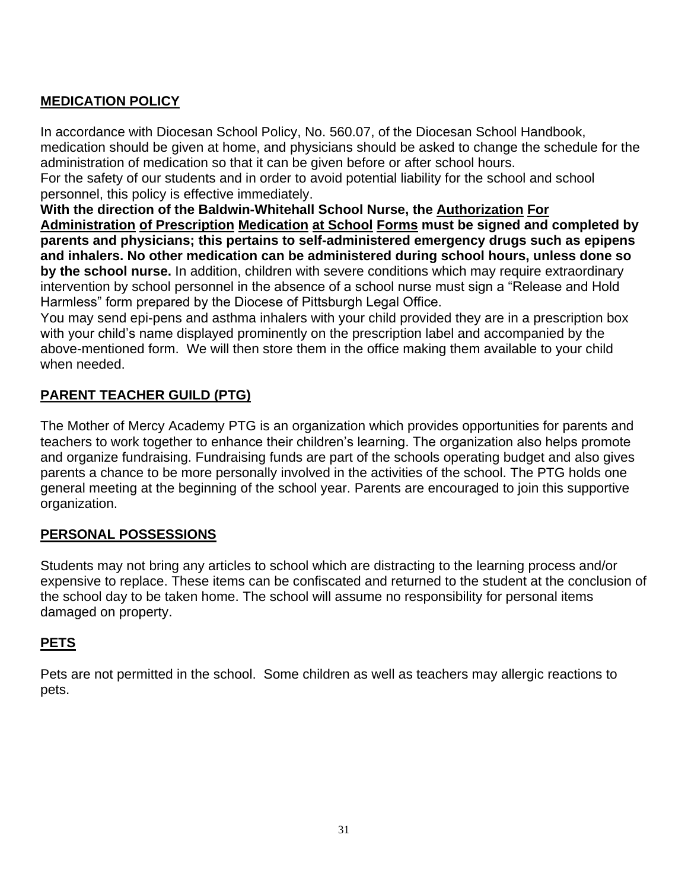## MEDICATION POLICY

In accordance with Diocesan School Policy, No. 560.07, of the Diocesan School Handbook, medication should be given at home, and physicians should be asked to change the schedule for the administration of medication so that it can be given before or after school hours.
For the safety of our students and in order to avoid potential liability for the school and school personnel, this policy is effective immediately.
**With the direction of the Baldwin-Whitehall School Nurse, the Authorization For Administration of Prescription Medication at School Forms must be signed and completed by parents and physicians; this pertains to self-administered emergency drugs such as epipens and inhalers. No other medication can be administered during school hours, unless done so by the school nurse.** In addition, children with severe conditions which may require extraordinary intervention by school personnel in the absence of a school nurse must sign a "Release and Hold Harmless" form prepared by the Diocese of Pittsburgh Legal Office.
You may send epi-pens and asthma inhalers with your child provided they are in a prescription box with your child's name displayed prominently on the prescription label and accompanied by the above-mentioned form. We will then store them in the office making them available to your child when needed.

## PARENT TEACHER GUILD (PTG)

The Mother of Mercy Academy PTG is an organization which provides opportunities for parents and teachers to work together to enhance their children's learning. The organization also helps promote and organize fundraising. Fundraising funds are part of the schools operating budget and also gives parents a chance to be more personally involved in the activities of the school. The PTG holds one general meeting at the beginning of the school year. Parents are encouraged to join this supportive organization.

## PERSONAL POSSESSIONS

Students may not bring any articles to school which are distracting to the learning process and/or expensive to replace. These items can be confiscated and returned to the student at the conclusion of the school day to be taken home. The school will assume no responsibility for personal items damaged on property.

## PETS

Pets are not permitted in the school. Some children as well as teachers may allergic reactions to pets.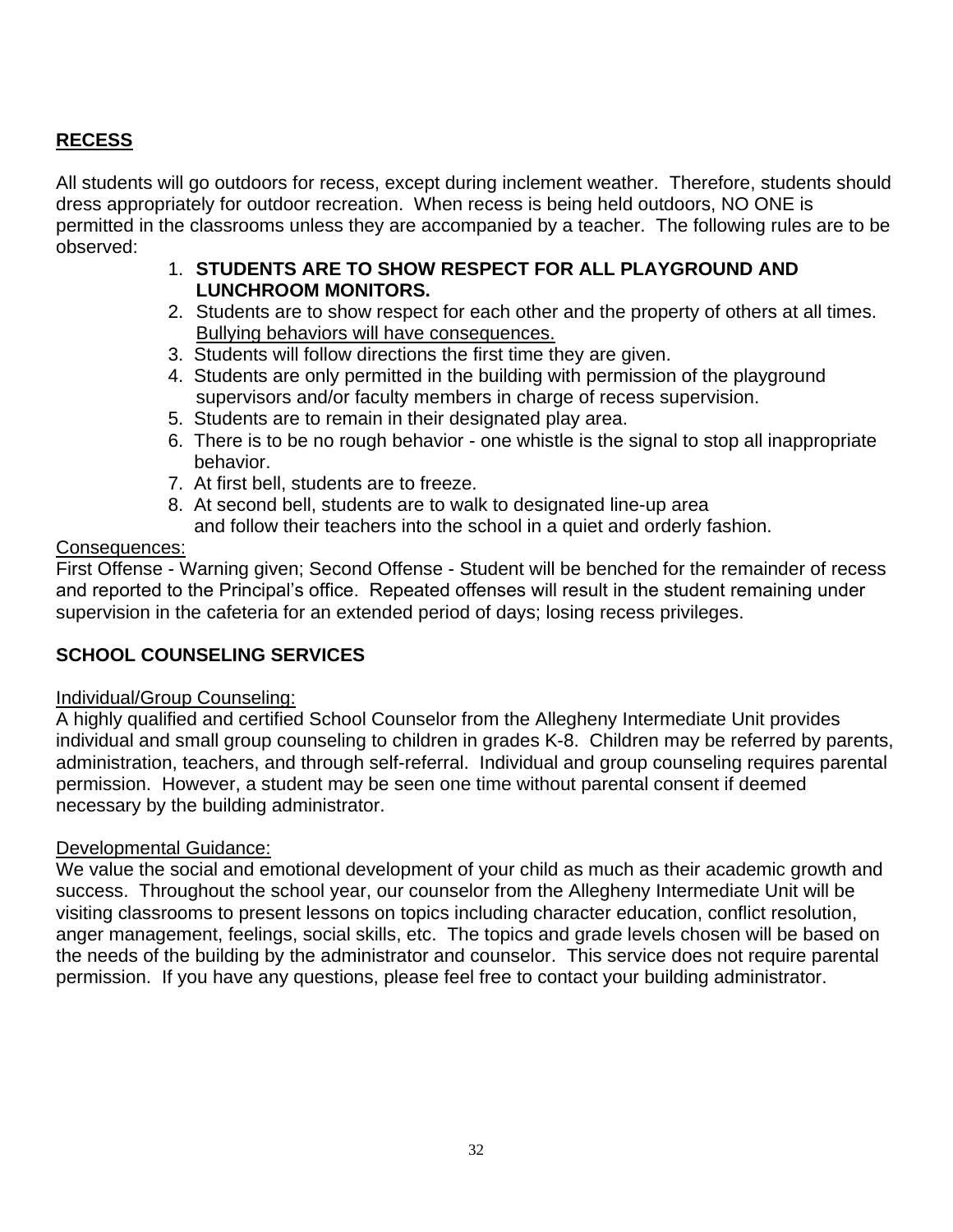## RECESS

All students will go outdoors for recess, except during inclement weather. Therefore, students should dress appropriately for outdoor recreation. When recess is being held outdoors, NO ONE is permitted in the classrooms unless they are accompanied by a teacher. The following rules are to be observed:

1. **STUDENTS ARE TO SHOW RESPECT FOR ALL PLAYGROUND AND LUNCHROOM MONITORS.**
2. Students are to show respect for each other and the property of others at all times. Bullying behaviors will have consequences.
3. Students will follow directions the first time they are given.
4. Students are only permitted in the building with permission of the playground supervisors and/or faculty members in charge of recess supervision.
5. Students are to remain in their designated play area.
6. There is to be no rough behavior - one whistle is the signal to stop all inappropriate behavior.
7. At first bell, students are to freeze.
8. At second bell, students are to walk to designated line-up area and follow their teachers into the school in a quiet and orderly fashion.

Consequences:

First Offense - Warning given; Second Offense - Student will be benched for the remainder of recess and reported to the Principal's office. Repeated offenses will result in the student remaining under supervision in the cafeteria for an extended period of days; losing recess privileges.

## SCHOOL COUNSELING SERVICES

Individual/Group Counseling:

A highly qualified and certified School Counselor from the Allegheny Intermediate Unit provides individual and small group counseling to children in grades K-8. Children may be referred by parents, administration, teachers, and through self-referral. Individual and group counseling requires parental permission. However, a student may be seen one time without parental consent if deemed necessary by the building administrator.

Developmental Guidance:

We value the social and emotional development of your child as much as their academic growth and success. Throughout the school year, our counselor from the Allegheny Intermediate Unit will be visiting classrooms to present lessons on topics including character education, conflict resolution, anger management, feelings, social skills, etc. The topics and grade levels chosen will be based on the needs of the building by the administrator and counselor. This service does not require parental permission. If you have any questions, please feel free to contact your building administrator.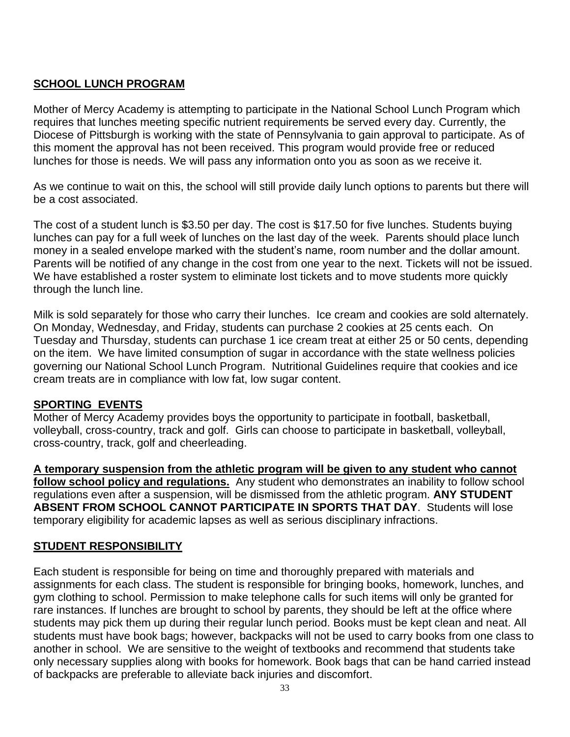## SCHOOL LUNCH PROGRAM

Mother of Mercy Academy is attempting to participate in the National School Lunch Program which requires that lunches meeting specific nutrient requirements be served every day. Currently, the Diocese of Pittsburgh is working with the state of Pennsylvania to gain approval to participate. As of this moment the approval has not been received. This program would provide free or reduced lunches for those is needs. We will pass any information onto you as soon as we receive it.

As we continue to wait on this, the school will still provide daily lunch options to parents but there will be a cost associated.

The cost of a student lunch is $3.50 per day. The cost is $17.50 for five lunches. Students buying lunches can pay for a full week of lunches on the last day of the week. Parents should place lunch money in a sealed envelope marked with the student's name, room number and the dollar amount. Parents will be notified of any change in the cost from one year to the next. Tickets will not be issued. We have established a roster system to eliminate lost tickets and to move students more quickly through the lunch line.

Milk is sold separately for those who carry their lunches. Ice cream and cookies are sold alternately. On Monday, Wednesday, and Friday, students can purchase 2 cookies at 25 cents each. On Tuesday and Thursday, students can purchase 1 ice cream treat at either 25 or 50 cents, depending on the item. We have limited consumption of sugar in accordance with the state wellness policies governing our National School Lunch Program. Nutritional Guidelines require that cookies and ice cream treats are in compliance with low fat, low sugar content.

## SPORTING EVENTS

Mother of Mercy Academy provides boys the opportunity to participate in football, basketball, volleyball, cross-country, track and golf. Girls can choose to participate in basketball, volleyball, cross-country, track, golf and cheerleading.

**A temporary suspension from the athletic program will be given to any student who cannot follow school policy and regulations.** Any student who demonstrates an inability to follow school regulations even after a suspension, will be dismissed from the athletic program. **ANY STUDENT ABSENT FROM SCHOOL CANNOT PARTICIPATE IN SPORTS THAT DAY**. Students will lose temporary eligibility for academic lapses as well as serious disciplinary infractions.

## STUDENT RESPONSIBILITY

Each student is responsible for being on time and thoroughly prepared with materials and assignments for each class. The student is responsible for bringing books, homework, lunches, and gym clothing to school. Permission to make telephone calls for such items will only be granted for rare instances. If lunches are brought to school by parents, they should be left at the office where students may pick them up during their regular lunch period. Books must be kept clean and neat. All students must have book bags; however, backpacks will not be used to carry books from one class to another in school. We are sensitive to the weight of textbooks and recommend that students take only necessary supplies along with books for homework. Book bags that can be hand carried instead of backpacks are preferable to alleviate back injuries and discomfort.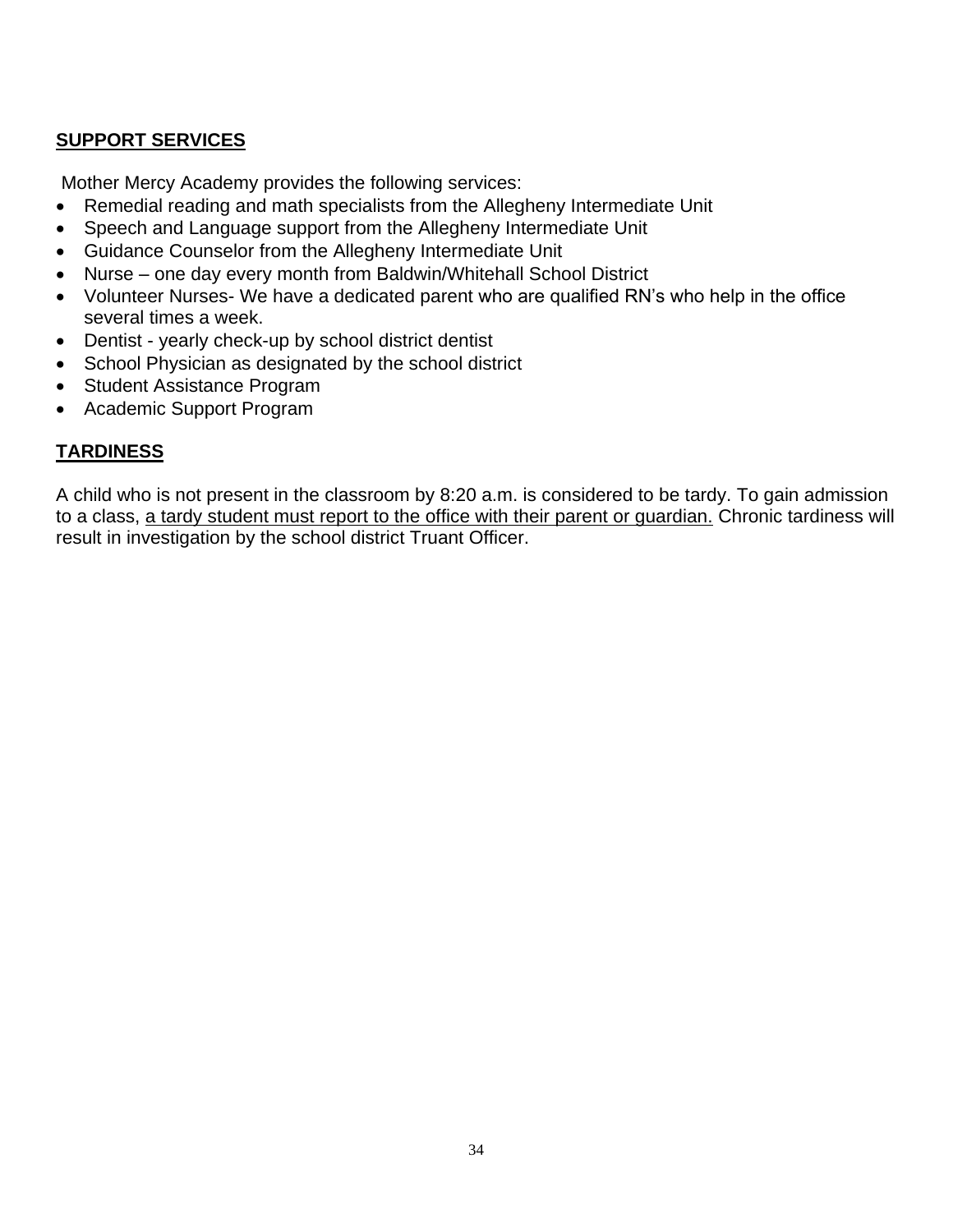## SUPPORT SERVICES

Mother Mercy Academy provides the following services:

- Remedial reading and math specialists from the Allegheny Intermediate Unit
- Speech and Language support from the Allegheny Intermediate Unit
- Guidance Counselor from the Allegheny Intermediate Unit
- Nurse – one day every month from Baldwin/Whitehall School District
- Volunteer Nurses- We have a dedicated parent who are qualified RN's who help in the office several times a week.
- Dentist - yearly check-up by school district dentist
- School Physician as designated by the school district
- Student Assistance Program
- Academic Support Program

## TARDINESS

A child who is not present in the classroom by 8:20 a.m. is considered to be tardy. To gain admission to a class, <u>a tardy student must report to the office with their parent or guardian.</u> Chronic tardiness will result in investigation by the school district Truant Officer.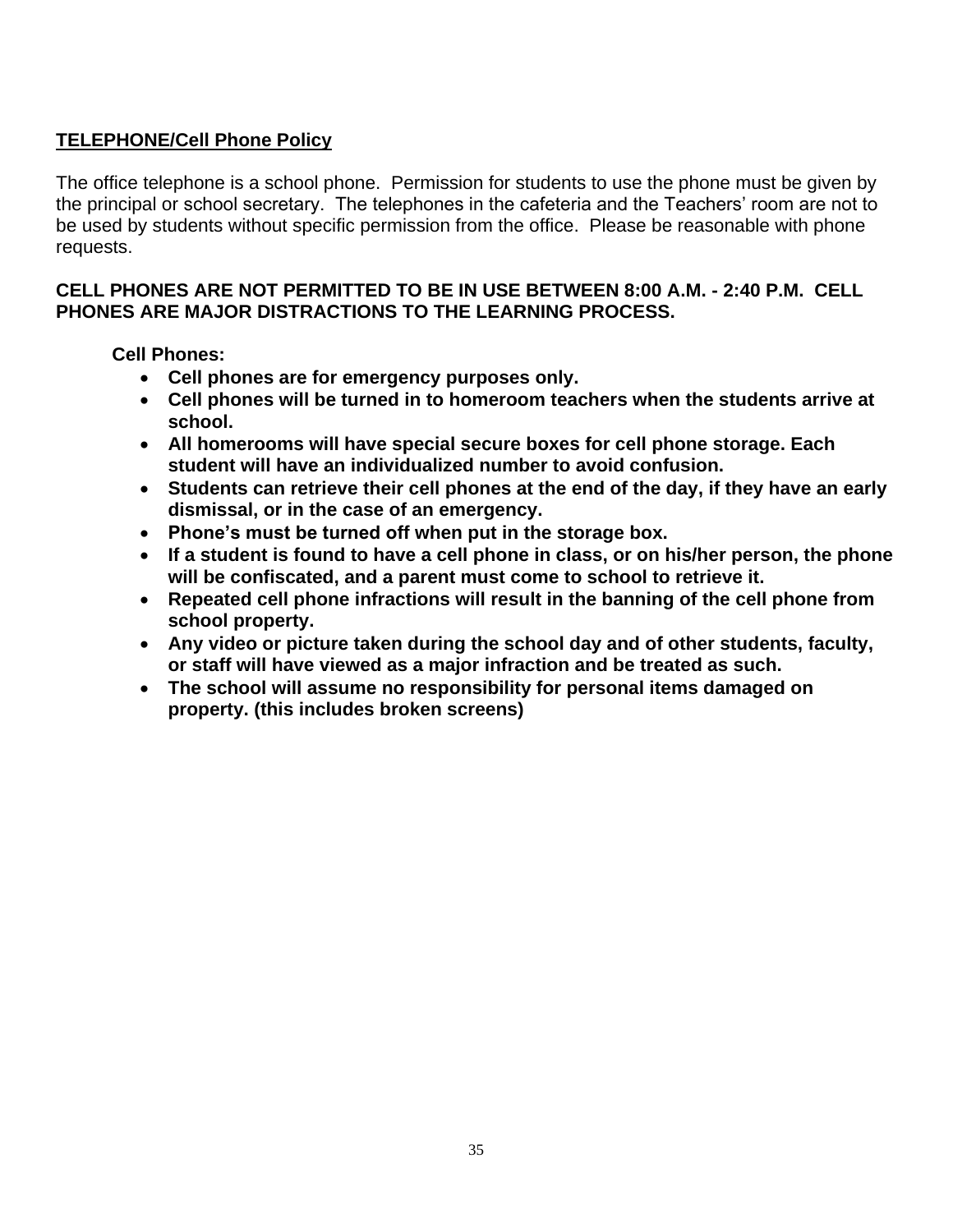## TELEPHONE/Cell Phone Policy

The office telephone is a school phone. Permission for students to use the phone must be given by the principal or school secretary. The telephones in the cafeteria and the Teachers' room are not to be used by students without specific permission from the office. Please be reasonable with phone requests.

**CELL PHONES ARE NOT PERMITTED TO BE IN USE BETWEEN 8:00 A.M. - 2:40 P.M. CELL PHONES ARE MAJOR DISTRACTIONS TO THE LEARNING PROCESS.**

**Cell Phones:**

- **Cell phones are for emergency purposes only.**
- **Cell phones will be turned in to homeroom teachers when the students arrive at school.**
- **All homerooms will have special secure boxes for cell phone storage. Each student will have an individualized number to avoid confusion.**
- **Students can retrieve their cell phones at the end of the day, if they have an early dismissal, or in the case of an emergency.**
- **Phone's must be turned off when put in the storage box.**
- **If a student is found to have a cell phone in class, or on his/her person, the phone will be confiscated, and a parent must come to school to retrieve it.**
- **Repeated cell phone infractions will result in the banning of the cell phone from school property.**
- **Any video or picture taken during the school day and of other students, faculty, or staff will have viewed as a major infraction and be treated as such.**
- **The school will assume no responsibility for personal items damaged on property. (this includes broken screens)**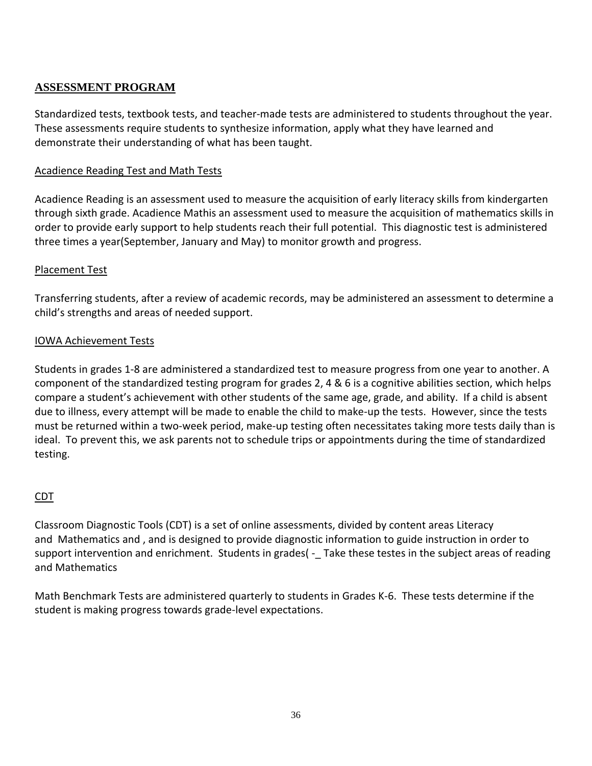## ASSESSMENT PROGRAM

Standardized tests, textbook tests, and teacher-made tests are administered to students throughout the year. These assessments require students to synthesize information, apply what they have learned and demonstrate their understanding of what has been taught.

### Acadience Reading Test and Math Tests

Acadience Reading is an assessment used to measure the acquisition of early literacy skills from kindergarten through sixth grade. Acadience Mathis an assessment used to measure the acquisition of mathematics skills in order to provide early support to help students reach their full potential. This diagnostic test is administered three times a year(September, January and May) to monitor growth and progress.

### Placement Test

Transferring students, after a review of academic records, may be administered an assessment to determine a child's strengths and areas of needed support.

### IOWA Achievement Tests

Students in grades 1-8 are administered a standardized test to measure progress from one year to another. A component of the standardized testing program for grades 2, 4 & 6 is a cognitive abilities section, which helps compare a student's achievement with other students of the same age, grade, and ability. If a child is absent due to illness, every attempt will be made to enable the child to make-up the tests. However, since the tests must be returned within a two-week period, make-up testing often necessitates taking more tests daily than is ideal. To prevent this, we ask parents not to schedule trips or appointments during the time of standardized testing.

### CDT

Classroom Diagnostic Tools (CDT) is a set of online assessments, divided by content areas Literacy and Mathematics and , and is designed to provide diagnostic information to guide instruction in order to support intervention and enrichment. Students in grades( -_ Take these testes in the subject areas of reading and Mathematics

Math Benchmark Tests are administered quarterly to students in Grades K-6. These tests determine if the student is making progress towards grade-level expectations.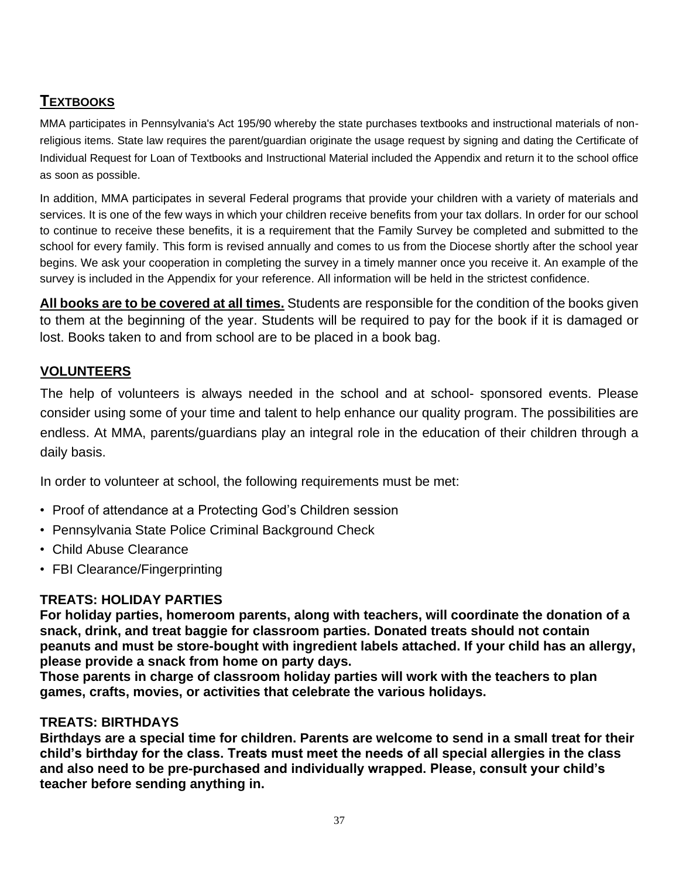## TEXTBOOKS

MMA participates in Pennsylvania's Act 195/90 whereby the state purchases textbooks and instructional materials of non-religious items. State law requires the parent/guardian originate the usage request by signing and dating the Certificate of Individual Request for Loan of Textbooks and Instructional Material included the Appendix and return it to the school office as soon as possible.

In addition, MMA participates in several Federal programs that provide your children with a variety of materials and services. It is one of the few ways in which your children receive benefits from your tax dollars. In order for our school to continue to receive these benefits, it is a requirement that the Family Survey be completed and submitted to the school for every family. This form is revised annually and comes to us from the Diocese shortly after the school year begins. We ask your cooperation in completing the survey in a timely manner once you receive it. An example of the survey is included in the Appendix for your reference. All information will be held in the strictest confidence.

**All books are to be covered at all times.** Students are responsible for the condition of the books given to them at the beginning of the year. Students will be required to pay for the book if it is damaged or lost. Books taken to and from school are to be placed in a book bag.

## VOLUNTEERS

The help of volunteers is always needed in the school and at school- sponsored events. Please consider using some of your time and talent to help enhance our quality program. The possibilities are endless. At MMA, parents/guardians play an integral role in the education of their children through a daily basis.

In order to volunteer at school, the following requirements must be met:

- Proof of attendance at a Protecting God's Children session
- Pennsylvania State Police Criminal Background Check
- Child Abuse Clearance
- FBI Clearance/Fingerprinting

## TREATS: HOLIDAY PARTIES

**For holiday parties, homeroom parents, along with teachers, will coordinate the donation of a snack, drink, and treat baggie for classroom parties. Donated treats should not contain peanuts and must be store-bought with ingredient labels attached. If your child has an allergy, please provide a snack from home on party days.**

**Those parents in charge of classroom holiday parties will work with the teachers to plan games, crafts, movies, or activities that celebrate the various holidays.**

## TREATS: BIRTHDAYS

**Birthdays are a special time for children. Parents are welcome to send in a small treat for their child's birthday for the class. Treats must meet the needs of all special allergies in the class and also need to be pre-purchased and individually wrapped. Please, consult your child's teacher before sending anything in.**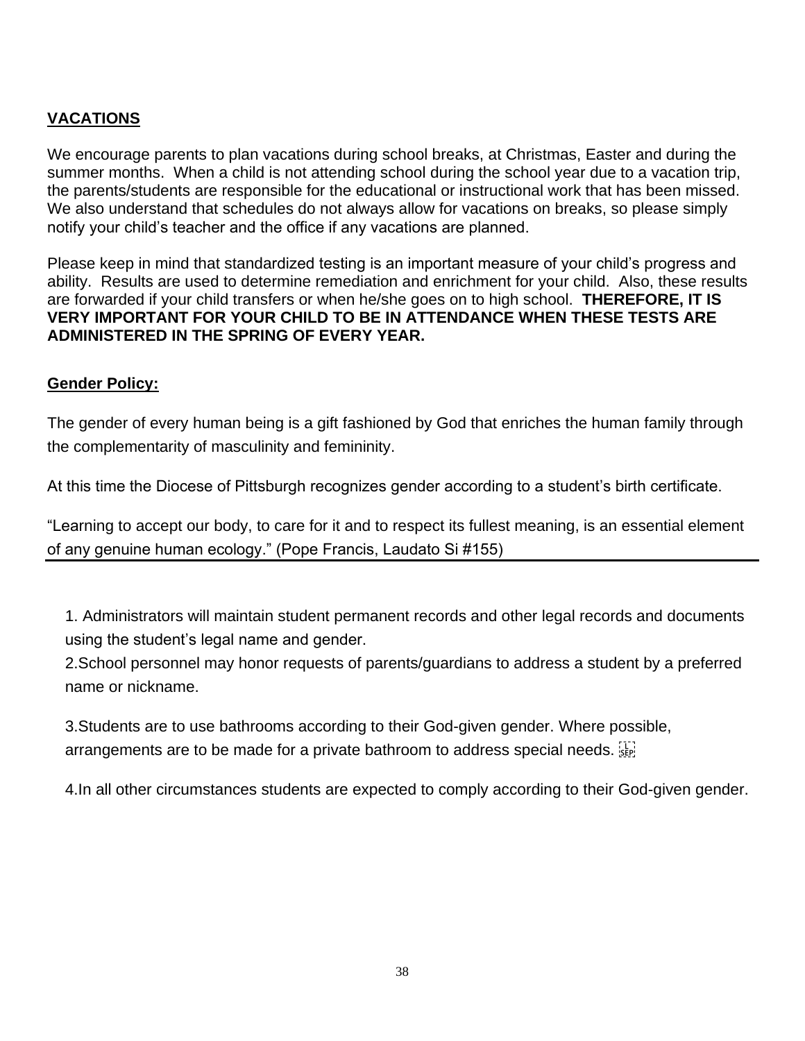## **VACATIONS**

We encourage parents to plan vacations during school breaks, at Christmas, Easter and during the summer months. When a child is not attending school during the school year due to a vacation trip, the parents/students are responsible for the educational or instructional work that has been missed. We also understand that schedules do not always allow for vacations on breaks, so please simply notify your child's teacher and the office if any vacations are planned.

Please keep in mind that standardized testing is an important measure of your child's progress and ability. Results are used to determine remediation and enrichment for your child. Also, these results are forwarded if your child transfers or when he/she goes on to high school. **THEREFORE, IT IS VERY IMPORTANT FOR YOUR CHILD TO BE IN ATTENDANCE WHEN THESE TESTS ARE ADMINISTERED IN THE SPRING OF EVERY YEAR.**

## **Gender Policy:**

The gender of every human being is a gift fashioned by God that enriches the human family through the complementarity of masculinity and femininity.

At this time the Diocese of Pittsburgh recognizes gender according to a student's birth certificate.

"Learning to accept our body, to care for it and to respect its fullest meaning, is an essential element of any genuine human ecology." (Pope Francis, Laudato Si #155)

---

1. Administrators will maintain student permanent records and other legal records and documents using the student's legal name and gender.
2. School personnel may honor requests of parents/guardians to address a student by a preferred name or nickname.
3. Students are to use bathrooms according to their God-given gender. Where possible, arrangements are to be made for a private bathroom to address special needs.
4. In all other circumstances students are expected to comply according to their God-given gender.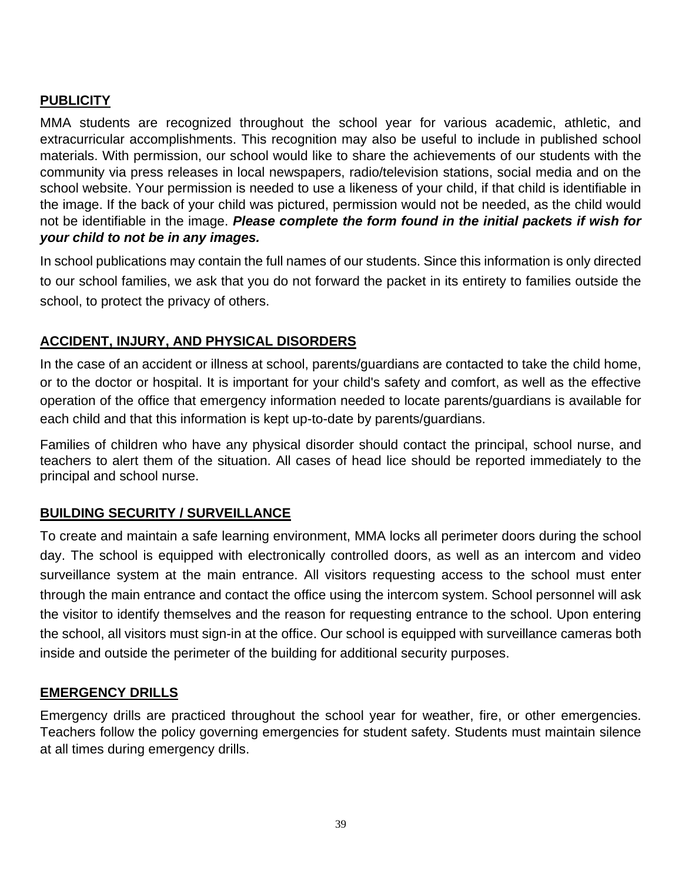## PUBLICITY

MMA students are recognized throughout the school year for various academic, athletic, and extracurricular accomplishments. This recognition may also be useful to include in published school materials. With permission, our school would like to share the achievements of our students with the community via press releases in local newspapers, radio/television stations, social media and on the school website. Your permission is needed to use a likeness of your child, if that child is identifiable in the image. If the back of your child was pictured, permission would not be needed, as the child would not be identifiable in the image. ***Please complete the form found in the initial packets if wish for your child to not be in any images.***

In school publications may contain the full names of our students. Since this information is only directed to our school families, we ask that you do not forward the packet in its entirety to families outside the school, to protect the privacy of others.

## ACCIDENT, INJURY, AND PHYSICAL DISORDERS

In the case of an accident or illness at school, parents/guardians are contacted to take the child home, or to the doctor or hospital. It is important for your child's safety and comfort, as well as the effective operation of the office that emergency information needed to locate parents/guardians is available for each child and that this information is kept up-to-date by parents/guardians.

Families of children who have any physical disorder should contact the principal, school nurse, and teachers to alert them of the situation. All cases of head lice should be reported immediately to the principal and school nurse.

## BUILDING SECURITY / SURVEILLANCE

To create and maintain a safe learning environment, MMA locks all perimeter doors during the school day. The school is equipped with electronically controlled doors, as well as an intercom and video surveillance system at the main entrance. All visitors requesting access to the school must enter through the main entrance and contact the office using the intercom system. School personnel will ask the visitor to identify themselves and the reason for requesting entrance to the school. Upon entering the school, all visitors must sign-in at the office. Our school is equipped with surveillance cameras both inside and outside the perimeter of the building for additional security purposes.

## EMERGENCY DRILLS

Emergency drills are practiced throughout the school year for weather, fire, or other emergencies. Teachers follow the policy governing emergencies for student safety. Students must maintain silence at all times during emergency drills.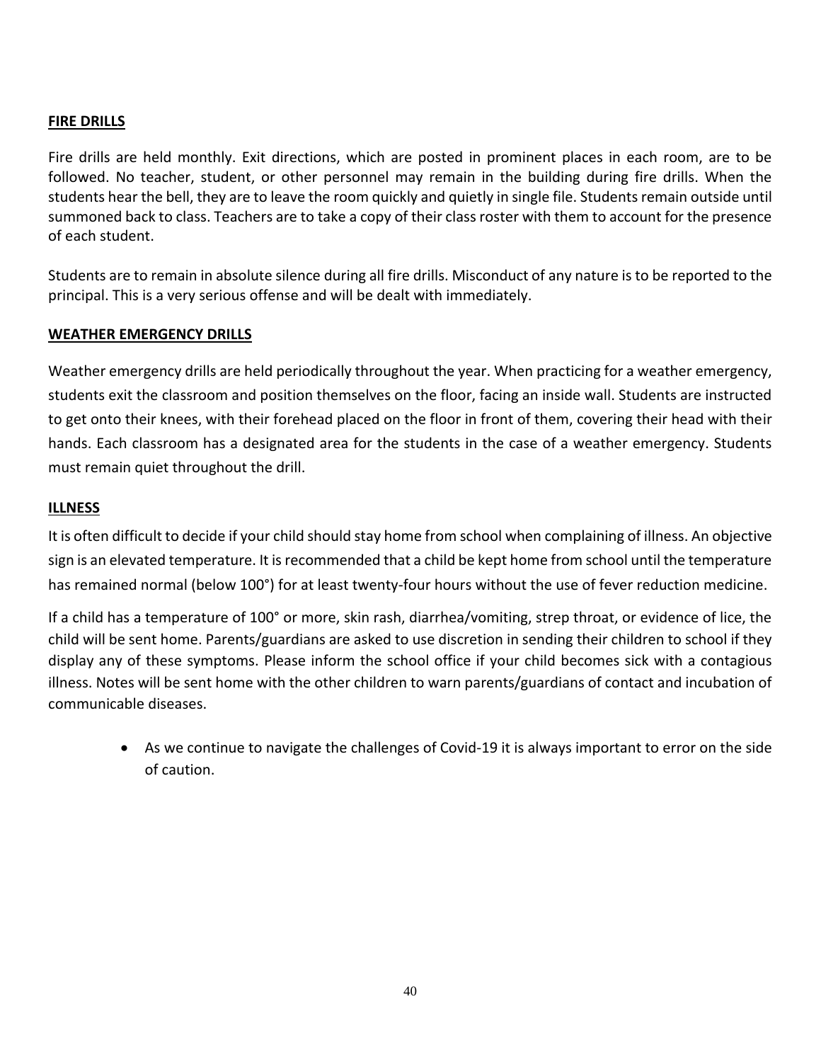## FIRE DRILLS

Fire drills are held monthly. Exit directions, which are posted in prominent places in each room, are to be followed. No teacher, student, or other personnel may remain in the building during fire drills. When the students hear the bell, they are to leave the room quickly and quietly in single file. Students remain outside until summoned back to class. Teachers are to take a copy of their class roster with them to account for the presence of each student.

Students are to remain in absolute silence during all fire drills. Misconduct of any nature is to be reported to the principal. This is a very serious offense and will be dealt with immediately.

## WEATHER EMERGENCY DRILLS

Weather emergency drills are held periodically throughout the year. When practicing for a weather emergency, students exit the classroom and position themselves on the floor, facing an inside wall. Students are instructed to get onto their knees, with their forehead placed on the floor in front of them, covering their head with their hands. Each classroom has a designated area for the students in the case of a weather emergency. Students must remain quiet throughout the drill.

## ILLNESS

It is often difficult to decide if your child should stay home from school when complaining of illness. An objective sign is an elevated temperature. It is recommended that a child be kept home from school until the temperature has remained normal (below 100°) for at least twenty-four hours without the use of fever reduction medicine.

If a child has a temperature of 100° or more, skin rash, diarrhea/vomiting, strep throat, or evidence of lice, the child will be sent home. Parents/guardians are asked to use discretion in sending their children to school if they display any of these symptoms. Please inform the school office if your child becomes sick with a contagious illness. Notes will be sent home with the other children to warn parents/guardians of contact and incubation of communicable diseases.

- As we continue to navigate the challenges of Covid-19 it is always important to error on the side of caution.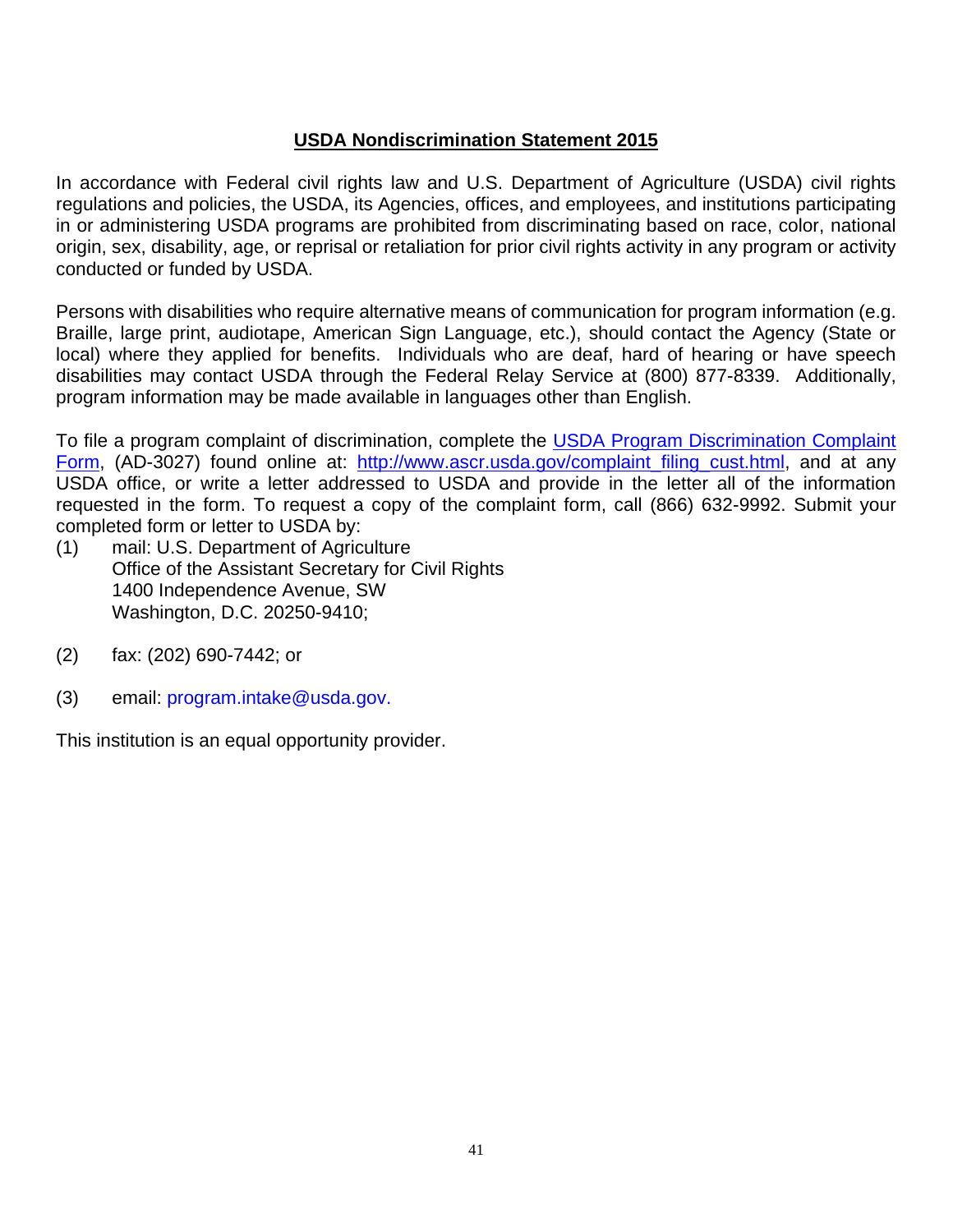## USDA Nondiscrimination Statement 2015

In accordance with Federal civil rights law and U.S. Department of Agriculture (USDA) civil rights regulations and policies, the USDA, its Agencies, offices, and employees, and institutions participating in or administering USDA programs are prohibited from discriminating based on race, color, national origin, sex, disability, age, or reprisal or retaliation for prior civil rights activity in any program or activity conducted or funded by USDA.

Persons with disabilities who require alternative means of communication for program information (e.g. Braille, large print, audiotape, American Sign Language, etc.), should contact the Agency (State or local) where they applied for benefits. Individuals who are deaf, hard of hearing or have speech disabilities may contact USDA through the Federal Relay Service at (800) 877-8339. Additionally, program information may be made available in languages other than English.

To file a program complaint of discrimination, complete the USDA Program Discrimination Complaint Form, (AD-3027) found online at: http://www.ascr.usda.gov/complaint_filing_cust.html, and at any USDA office, or write a letter addressed to USDA and provide in the letter all of the information requested in the form. To request a copy of the complaint form, call (866) 632-9992. Submit your completed form or letter to USDA by:

(1) mail: U.S. Department of Agriculture
Office of the Assistant Secretary for Civil Rights
1400 Independence Avenue, SW
Washington, D.C. 20250-9410;

(2) fax: (202) 690-7442; or

(3) email: program.intake@usda.gov.

This institution is an equal opportunity provider.